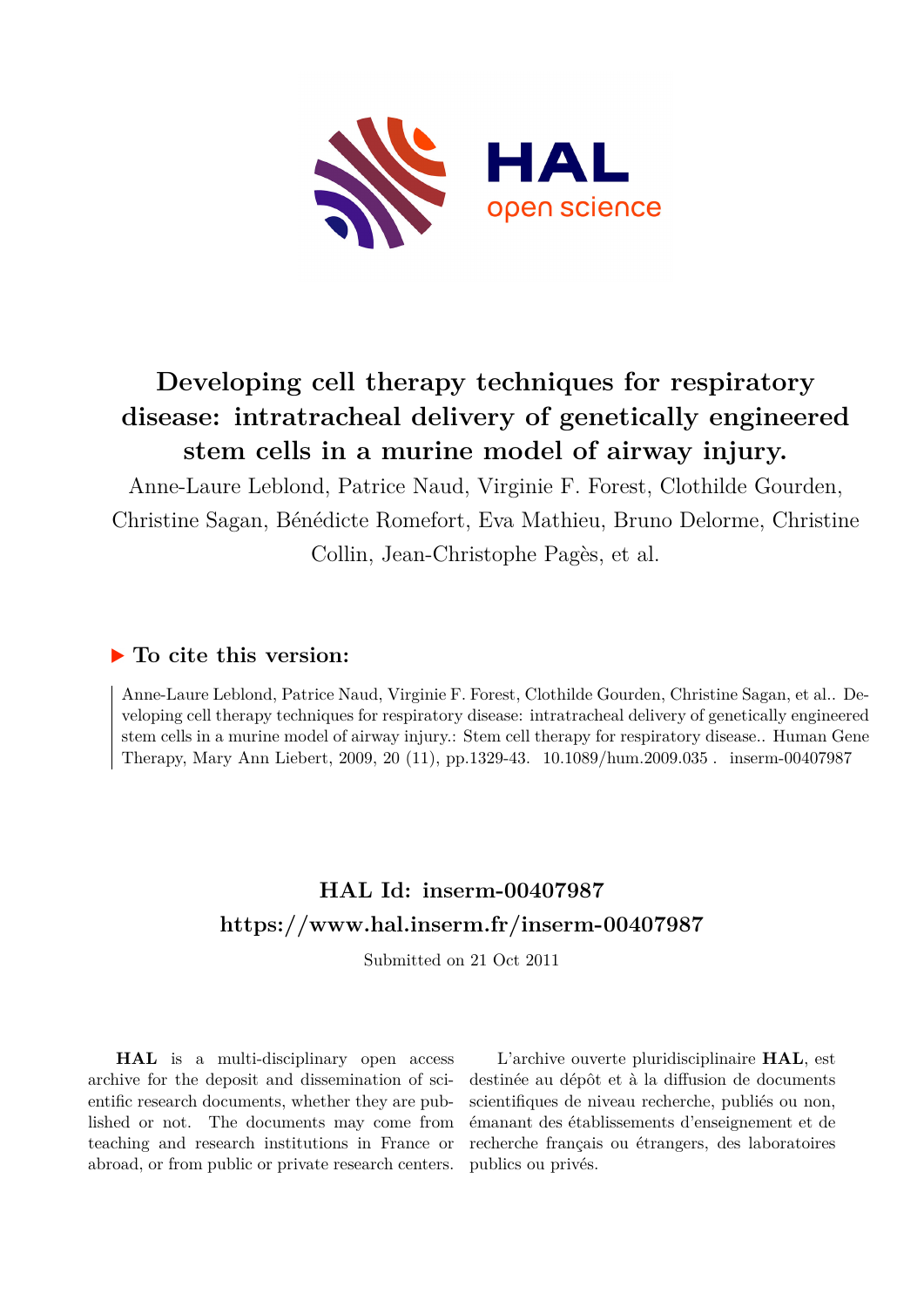# Developing cell therapy techniques for respiratory disease: intratracheal delivery of genetically engineered stem cells in a murine model of airway injury.

Anne-Laure Leblond, Patrice Naud, Virginie F. Forest, Clothilde Gourden, Christine Sagan, Bénédicte Romefort, Eva Mathieu, Bruno Delorme, Christine Collin, Jean-Christophe Pagès, et al.

## ▶ To cite this version:

Anne-Laure Leblond, Patrice Naud, Virginie F. Forest, Clothilde Gourden, Christine Sagan, et al.. Developing cell therapy techniques for respiratory disease: intratracheal delivery of genetically engineered stem cells in a murine model of airway injury.: Stem cell therapy for respiratory disease.. Human Gene Therapy, Mary Ann Liebert, 2009, 20 (11), pp.1329-43. 10.1089/hum.2009.035 . inserm-00407987

## HAL Id: inserm-00407987

## https://www.hal.inserm.fr/inserm-00407987

Submitted on 21 Oct 2011

**HAL** is a multi-disciplinary open access archive for the deposit and dissemination of scientific research documents, whether they are published or not. The documents may come from teaching and research institutions in France or abroad, or from public or private research centers.

L'archive ouverte pluridisciplinaire **HAL**, est destinée au dépôt et à la diffusion de documents scientifiques de niveau recherche, publiés ou non, émanant des établissements d'enseignement et de recherche français ou étrangers, des laboratoires publics ou privés.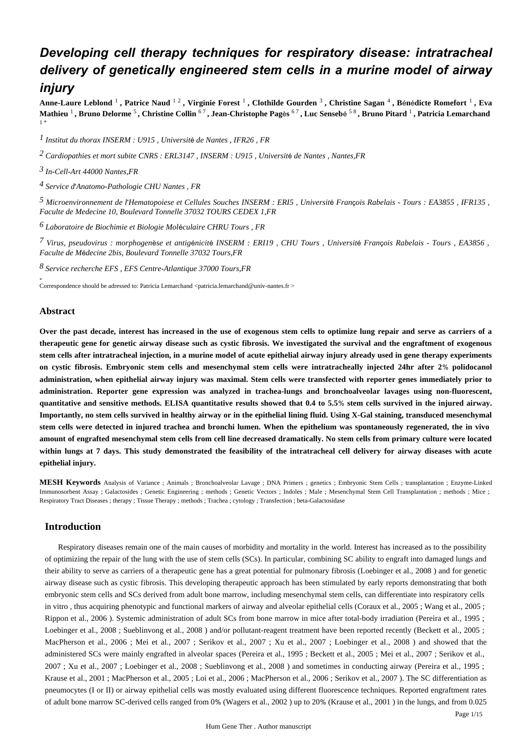# Developing cell therapy techniques for respiratory disease: intratracheal delivery of genetically engineered stem cells in a murine model of airway injury

**Anne-Laure Leblond** [1], **Patrice Naud** [1 2], **Virginie Forest** [1], **Clothilde Gourden** [3], **Christine Sagan** [4], **Bénédicte Romefort** [1], **Eva Mathieu** [1], **Bruno Delorme** [5], **Christine Collin** [6 7], **Jean-Christophe Pagès** [6 7], **Luc Sensebé** [5 8], **Bruno Pitard** [1], **Patricia Lemarchand** [1 *]

[1] *Institut du thorax INSERM : U915 , Université de Nantes , IFR26 , FR*

[2] *Cardiopathies et mort subite CNRS : ERL3147 , INSERM : U915 , Université de Nantes , Nantes,FR*

[3] *In-Cell-Art 44000 Nantes,FR*

[4] *Service d'Anatomo-Pathologie CHU Nantes , FR*

[5] *Microenvironnement de l'Hematopoiese et Cellules Souches INSERM : ERI5 , Université François Rabelais - Tours : EA3855 , IFR135 , Faculte de Medecine 10, Boulevard Tonnelle 37032 TOURS CEDEX 1,FR*

[6] *Laboratoire de Biochimie et Biologie Moléculaire CHRU Tours , FR*

[7] *Virus, pseudovirus : morphogenèse et antigénicité INSERM : ERI19 , CHU Tours , Université François Rabelais - Tours , EA3856 , Faculte de Médecine 2bis, Boulevard Tonnelle 37032 Tours,FR*

[8] *Service recherche EFS , EFS Centre-Atlantique 37000 Tours,FR*

[*] Correspondence should be adressed to: Patricia Lemarchand <patricia.lemarchand@univ-nantes.fr >

## Abstract

**Over the past decade, interest has increased in the use of exogenous stem cells to optimize lung repair and serve as carriers of a therapeutic gene for genetic airway disease such as cystic fibrosis. We investigated the survival and the engraftment of exogenous stem cells after intratracheal injection, in a murine model of acute epithelial airway injury already used in gene therapy experiments on cystic fibrosis. Embryonic stem cells and mesenchymal stem cells were intratracheally injected 24hr after 2% polidocanol administration, when epithelial airway injury was maximal. Stem cells were transfected with reporter genes immediately prior to administration. Reporter gene expression was analyzed in trachea-lungs and bronchoalveolar lavages using non-fluorescent, quantitative and sensitive methods. ELISA quantitative results showed that 0.4 to 5.5% stem cells survived in the injured airway. Importantly, no stem cells survived in healthy airway or in the epithelial lining fluid. Using X-Gal staining, transduced mesenchymal stem cells were detected in injured trachea and bronchi lumen. When the epithelium was spontaneously regenerated, the in vivo amount of engrafted mesenchymal stem cells from cell line decreased dramatically. No stem cells from primary culture were located within lungs at 7 days. This study demonstrated the feasibility of the intratracheal cell delivery for airway diseases with acute epithelial injury.**

**MESH Keywords** Analysis of Variance ; Animals ; Bronchoalveolar Lavage ; DNA Primers ; genetics ; Embryonic Stem Cells ; transplantation ; Enzyme-Linked Immunosorbent Assay ; Galactosides ; Genetic Engineering ; methods ; Genetic Vectors ; Indoles ; Male ; Mesenchymal Stem Cell Transplantation ; methods ; Mice ; Respiratory Tract Diseases ; therapy ; Tissue Therapy ; methods ; Trachea ; cytology ; Transfection ; beta-Galactosidase

## Introduction

Respiratory diseases remain one of the main causes of morbidity and mortality in the world. Interest has increased as to the possibility of optimizing the repair of the lung with the use of stem cells (SCs). In particular, combining SC ability to engraft into damaged lungs and their ability to serve as carriers of a therapeutic gene has a great potential for pulmonary fibrosis (Loebinger et al., 2008 ) and for genetic airway disease such as cystic fibrosis. This developing therapeutic approach has been stimulated by early reports demonstrating that both embryonic stem cells and SCs derived from adult bone marrow, including mesenchymal stem cells, can differentiate into respiratory cells in vitro , thus acquiring phenotypic and functional markers of airway and alveolar epithelial cells (Coraux et al., 2005 ; Wang et al., 2005 ; Rippon et al., 2006 ). Systemic administration of adult SCs from bone marrow in mice after total-body irradiation (Pereira et al., 1995 ; Loebinger et al., 2008 ; Sueblinvong et al., 2008 ) and/or pollutant-reagent treatment have been reported recently (Beckett et al., 2005 ; MacPherson et al., 2006 ; Mei et al., 2007 ; Serikov et al., 2007 ; Xu et al., 2007 ; Loebinger et al., 2008 ) and showed that the administered SCs were mainly engrafted in alveolar spaces (Pereira et al., 1995 ; Beckett et al., 2005 ; Mei et al., 2007 ; Serikov et al., 2007 ; Xu et al., 2007 ; Loebinger et al., 2008 ; Sueblinvong et al., 2008 ) and sometimes in conducting airway (Pereira et al., 1995 ; Krause et al., 2001 ; MacPherson et al., 2005 ; Loi et al., 2006 ; MacPherson et al., 2006 ; Serikov et al., 2007 ). The SC differentiation as pneumocytes (I or II) or airway epithelial cells was mostly evaluated using different fluorescence techniques. Reported engraftment rates of adult bone marrow SC-derived cells ranged from 0% (Wagers et al., 2002 ) up to 20% (Krause et al., 2001 ) in the lungs, and from 0.025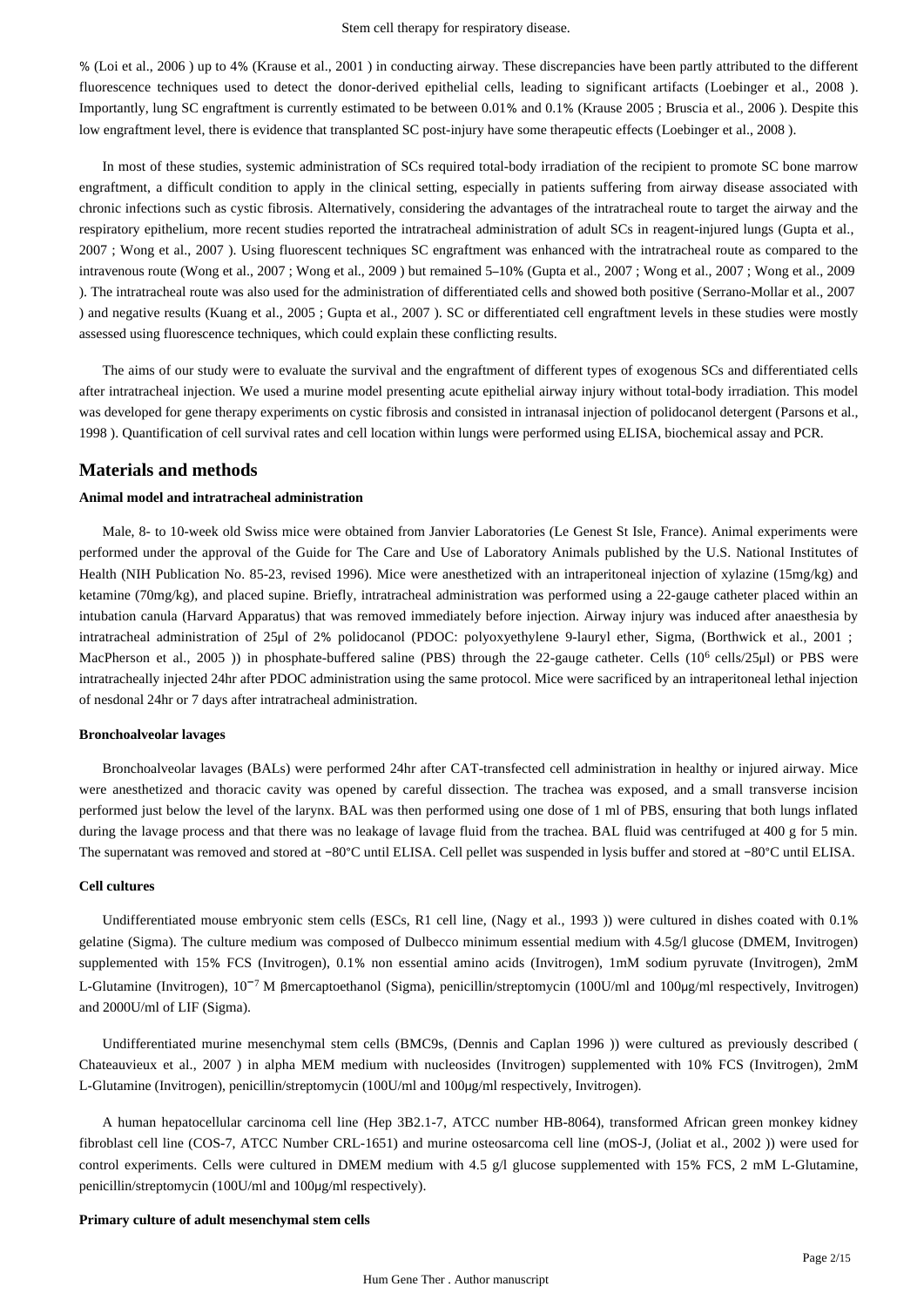% (Loi et al., 2006 ) up to 4% (Krause et al., 2001 ) in conducting airway. These discrepancies have been partly attributed to the different fluorescence techniques used to detect the donor-derived epithelial cells, leading to significant artifacts (Loebinger et al., 2008 ). Importantly, lung SC engraftment is currently estimated to be between 0.01% and 0.1% (Krause 2005 ; Bruscia et al., 2006 ). Despite this low engraftment level, there is evidence that transplanted SC post-injury have some therapeutic effects (Loebinger et al., 2008 ).

In most of these studies, systemic administration of SCs required total-body irradiation of the recipient to promote SC bone marrow engraftment, a difficult condition to apply in the clinical setting, especially in patients suffering from airway disease associated with chronic infections such as cystic fibrosis. Alternatively, considering the advantages of the intratracheal route to target the airway and the respiratory epithelium, more recent studies reported the intratracheal administration of adult SCs in reagent-injured lungs (Gupta et al., 2007 ; Wong et al., 2007 ). Using fluorescent techniques SC engraftment was enhanced with the intratracheal route as compared to the intravenous route (Wong et al., 2007 ; Wong et al., 2009 ) but remained 5–10% (Gupta et al., 2007 ; Wong et al., 2007 ; Wong et al., 2009 ). The intratracheal route was also used for the administration of differentiated cells and showed both positive (Serrano-Mollar et al., 2007 ) and negative results (Kuang et al., 2005 ; Gupta et al., 2007 ). SC or differentiated cell engraftment levels in these studies were mostly assessed using fluorescence techniques, which could explain these conflicting results.

The aims of our study were to evaluate the survival and the engraftment of different types of exogenous SCs and differentiated cells after intratracheal injection. We used a murine model presenting acute epithelial airway injury without total-body irradiation. This model was developed for gene therapy experiments on cystic fibrosis and consisted in intranasal injection of polidocanol detergent (Parsons et al., 1998 ). Quantification of cell survival rates and cell location within lungs were performed using ELISA, biochemical assay and PCR.

## Materials and methods

### Animal model and intratracheal administration

Male, 8- to 10-week old Swiss mice were obtained from Janvier Laboratories (Le Genest St Isle, France). Animal experiments were performed under the approval of the Guide for The Care and Use of Laboratory Animals published by the U.S. National Institutes of Health (NIH Publication No. 85-23, revised 1996). Mice were anesthetized with an intraperitoneal injection of xylazine (15mg/kg) and ketamine (70mg/kg), and placed supine. Briefly, intratracheal administration was performed using a 22-gauge catheter placed within an intubation canula (Harvard Apparatus) that was removed immediately before injection. Airway injury was induced after anaesthesia by intratracheal administration of 25μl of 2% polidocanol (PDOC: polyoxyethylene 9-lauryl ether, Sigma, (Borthwick et al., 2001 ; MacPherson et al., 2005 )) in phosphate-buffered saline (PBS) through the 22-gauge catheter. Cells ($10^6$ cells/25μl) or PBS were intratracheally injected 24hr after PDOC administration using the same protocol. Mice were sacrificed by an intraperitoneal lethal injection of nesdonal 24hr or 7 days after intratracheal administration.

### Bronchoalveolar lavages

Bronchoalveolar lavages (BALs) were performed 24hr after CAT-transfected cell administration in healthy or injured airway. Mice were anesthetized and thoracic cavity was opened by careful dissection. The trachea was exposed, and a small transverse incision performed just below the level of the larynx. BAL was then performed using one dose of 1 ml of PBS, ensuring that both lungs inflated during the lavage process and that there was no leakage of lavage fluid from the trachea. BAL fluid was centrifuged at 400 g for 5 min. The supernatant was removed and stored at −80°C until ELISA. Cell pellet was suspended in lysis buffer and stored at −80°C until ELISA.

### Cell cultures

Undifferentiated mouse embryonic stem cells (ESCs, R1 cell line, (Nagy et al., 1993 )) were cultured in dishes coated with 0.1% gelatine (Sigma). The culture medium was composed of Dulbecco minimum essential medium with 4.5g/l glucose (DMEM, Invitrogen) supplemented with 15% FCS (Invitrogen), 0.1% non essential amino acids (Invitrogen), 1mM sodium pyruvate (Invitrogen), 2mM L-Glutamine (Invitrogen), $10^{-7}$ M βmercaptoethanol (Sigma), penicillin/streptomycin (100U/ml and 100μg/ml respectively, Invitrogen) and 2000U/ml of LIF (Sigma).

Undifferentiated murine mesenchymal stem cells (BMC9s, (Dennis and Caplan 1996 )) were cultured as previously described ( Chateauvieux et al., 2007 ) in alpha MEM medium with nucleosides (Invitrogen) supplemented with 10% FCS (Invitrogen), 2mM L-Glutamine (Invitrogen), penicillin/streptomycin (100U/ml and 100μg/ml respectively, Invitrogen).

A human hepatocellular carcinoma cell line (Hep 3B2.1-7, ATCC number HB-8064), transformed African green monkey kidney fibroblast cell line (COS-7, ATCC Number CRL-1651) and murine osteosarcoma cell line (mOS-J, (Joliat et al., 2002 )) were used for control experiments. Cells were cultured in DMEM medium with 4.5 g/l glucose supplemented with 15% FCS, 2 mM L-Glutamine, penicillin/streptomycin (100U/ml and 100μg/ml respectively).

### Primary culture of adult mesenchymal stem cells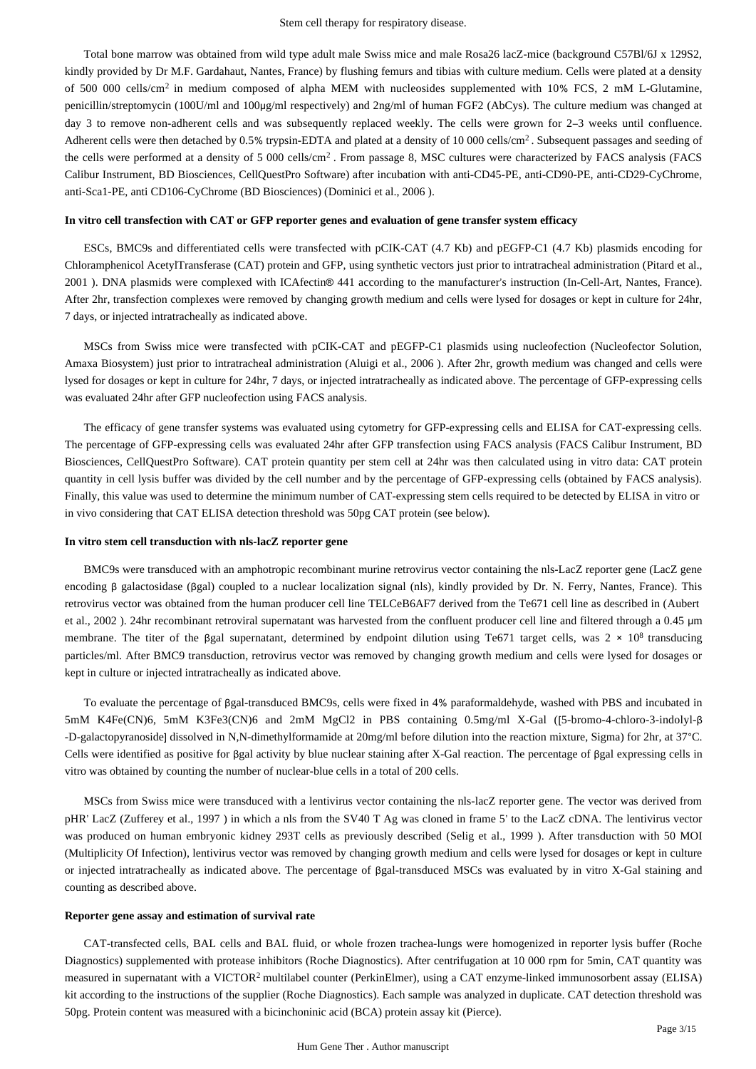Total bone marrow was obtained from wild type adult male Swiss mice and male Rosa26 lacZ-mice (background C57Bl/6J x 129S2, kindly provided by Dr M.F. Gardahaut, Nantes, France) by flushing femurs and tibias with culture medium. Cells were plated at a density of 500 000 cells/cm$^2$ in medium composed of alpha MEM with nucleosides supplemented with 10% FCS, 2 mM L-Glutamine, penicillin/streptomycin (100U/ml and 100μg/ml respectively) and 2ng/ml of human FGF2 (AbCys). The culture medium was changed at day 3 to remove non-adherent cells and was subsequently replaced weekly. The cells were grown for 2–3 weeks until confluence. Adherent cells were then detached by 0.5% trypsin-EDTA and plated at a density of 10 000 cells/cm$^2$. Subsequent passages and seeding of the cells were performed at a density of 5 000 cells/cm$^2$. From passage 8, MSC cultures were characterized by FACS analysis (FACS Calibur Instrument, BD Biosciences, CellQuestPro Software) after incubation with anti-CD45-PE, anti-CD90-PE, anti-CD29-CyChrome, anti-Sca1-PE, anti CD106-CyChrome (BD Biosciences) (Dominici et al., 2006 ).

#### In vitro cell transfection with CAT or GFP reporter genes and evaluation of gene transfer system efficacy

ESCs, BMC9s and differentiated cells were transfected with pCIK-CAT (4.7 Kb) and pEGFP-C1 (4.7 Kb) plasmids encoding for Chloramphenicol AcetylTransferase (CAT) protein and GFP, using synthetic vectors just prior to intratracheal administration (Pitard et al., 2001 ). DNA plasmids were complexed with ICAfectin® 441 according to the manufacturer's instruction (In-Cell-Art, Nantes, France). After 2hr, transfection complexes were removed by changing growth medium and cells were lysed for dosages or kept in culture for 24hr, 7 days, or injected intratracheally as indicated above.

MSCs from Swiss mice were transfected with pCIK-CAT and pEGFP-C1 plasmids using nucleofection (Nucleofector Solution, Amaxa Biosystem) just prior to intratracheal administration (Aluigi et al., 2006 ). After 2hr, growth medium was changed and cells were lysed for dosages or kept in culture for 24hr, 7 days, or injected intratracheally as indicated above. The percentage of GFP-expressing cells was evaluated 24hr after GFP nucleofection using FACS analysis.

The efficacy of gene transfer systems was evaluated using cytometry for GFP-expressing cells and ELISA for CAT-expressing cells. The percentage of GFP-expressing cells was evaluated 24hr after GFP transfection using FACS analysis (FACS Calibur Instrument, BD Biosciences, CellQuestPro Software). CAT protein quantity per stem cell at 24hr was then calculated using in vitro data: CAT protein quantity in cell lysis buffer was divided by the cell number and by the percentage of GFP-expressing cells (obtained by FACS analysis). Finally, this value was used to determine the minimum number of CAT-expressing stem cells required to be detected by ELISA in vitro or in vivo considering that CAT ELISA detection threshold was 50pg CAT protein (see below).

#### In vitro stem cell transduction with nls-lacZ reporter gene

BMC9s were transduced with an amphotropic recombinant murine retrovirus vector containing the nls-LacZ reporter gene (LacZ gene encoding β galactosidase (βgal) coupled to a nuclear localization signal (nls), kindly provided by Dr. N. Ferry, Nantes, France). This retrovirus vector was obtained from the human producer cell line TELCeB6AF7 derived from the Te671 cell line as described in (Aubert et al., 2002 ). 24hr recombinant retroviral supernatant was harvested from the confluent producer cell line and filtered through a 0.45 μm membrane. The titer of the βgal supernatant, determined by endpoint dilution using Te671 target cells, was $2 \times 10^8$ transducing particles/ml. After BMC9 transduction, retrovirus vector was removed by changing growth medium and cells were lysed for dosages or kept in culture or injected intratracheally as indicated above.

To evaluate the percentage of βgal-transduced BMC9s, cells were fixed in 4% paraformaldehyde, washed with PBS and incubated in 5mM $K_4Fe(CN)_6$, 5mM $K_3Fe_3(CN)_6$ and 2mM $MgCl_2$ in PBS containing 0.5mg/ml X-Gal ([5-bromo-4-chloro-3-indolyl-β-D-galactopyranoside] dissolved in N,N-dimethylformamide at 20mg/ml before dilution into the reaction mixture, Sigma) for 2hr, at 37°C. Cells were identified as positive for βgal activity by blue nuclear staining after X-Gal reaction. The percentage of βgal expressing cells in vitro was obtained by counting the number of nuclear-blue cells in a total of 200 cells.

MSCs from Swiss mice were transduced with a lentivirus vector containing the nls-lacZ reporter gene. The vector was derived from pHR' LacZ (Zufferey et al., 1997 ) in which a nls from the SV40 T Ag was cloned in frame 5' to the LacZ cDNA. The lentivirus vector was produced on human embryonic kidney 293T cells as previously described (Selig et al., 1999 ). After transduction with 50 MOI (Multiplicity Of Infection), lentivirus vector was removed by changing growth medium and cells were lysed for dosages or kept in culture or injected intratracheally as indicated above. The percentage of βgal-transduced MSCs was evaluated by in vitro X-Gal staining and counting as described above.

#### Reporter gene assay and estimation of survival rate

CAT-transfected cells, BAL cells and BAL fluid, or whole frozen trachea-lungs were homogenized in reporter lysis buffer (Roche Diagnostics) supplemented with protease inhibitors (Roche Diagnostics). After centrifugation at 10 000 rpm for 5min, CAT quantity was measured in supernatant with a VICTOR$^2$ multilabel counter (PerkinElmer), using a CAT enzyme-linked immunosorbent assay (ELISA) kit according to the instructions of the supplier (Roche Diagnostics). Each sample was analyzed in duplicate. CAT detection threshold was 50pg. Protein content was measured with a bicinchoninic acid (BCA) protein assay kit (Pierce).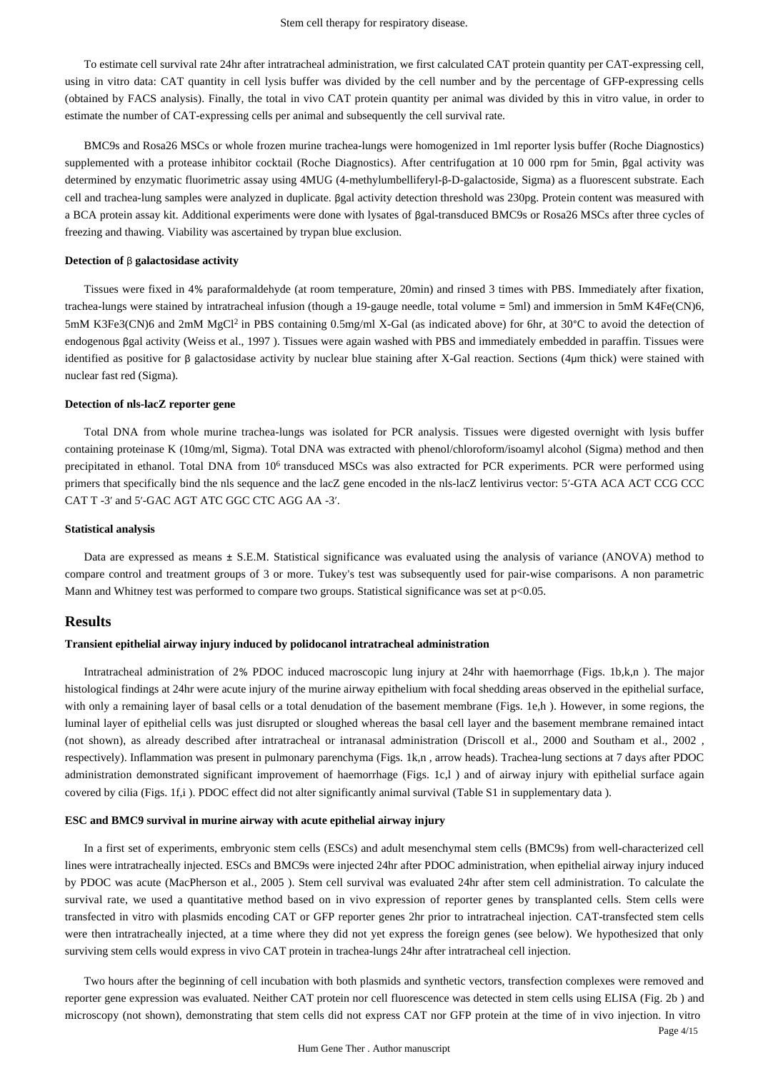To estimate cell survival rate 24hr after intratracheal administration, we first calculated CAT protein quantity per CAT-expressing cell, using in vitro data: CAT quantity in cell lysis buffer was divided by the cell number and by the percentage of GFP-expressing cells (obtained by FACS analysis). Finally, the total in vivo CAT protein quantity per animal was divided by this in vitro value, in order to estimate the number of CAT-expressing cells per animal and subsequently the cell survival rate.

BMC9s and Rosa26 MSCs or whole frozen murine trachea-lungs were homogenized in 1ml reporter lysis buffer (Roche Diagnostics) supplemented with a protease inhibitor cocktail (Roche Diagnostics). After centrifugation at 10 000 rpm for 5min, βgal activity was determined by enzymatic fluorimetric assay using 4MUG (4-methylumbelliferyl-β-D-galactoside, Sigma) as a fluorescent substrate. Each cell and trachea-lung samples were analyzed in duplicate. βgal activity detection threshold was 230pg. Protein content was measured with a BCA protein assay kit. Additional experiments were done with lysates of βgal-transduced BMC9s or Rosa26 MSCs after three cycles of freezing and thawing. Viability was ascertained by trypan blue exclusion.

#### Detection of β galactosidase activity

Tissues were fixed in 4% paraformaldehyde (at room temperature, 20min) and rinsed 3 times with PBS. Immediately after fixation, trachea-lungs were stained by intratracheal infusion (though a 19-gauge needle, total volume = 5ml) and immersion in 5mM $K_4Fe(CN)_6$, 5mM $K_3Fe_3(CN)_6$ and 2mM $MgCl^2$ in PBS containing 0.5mg/ml X-Gal (as indicated above) for 6hr, at 30°C to avoid the detection of endogenous βgal activity (Weiss et al., 1997 ). Tissues were again washed with PBS and immediately embedded in paraffin. Tissues were identified as positive for β galactosidase activity by nuclear blue staining after X-Gal reaction. Sections (4μm thick) were stained with nuclear fast red (Sigma).

#### Detection of nls-lacZ reporter gene

Total DNA from whole murine trachea-lungs was isolated for PCR analysis. Tissues were digested overnight with lysis buffer containing proteinase K (10mg/ml, Sigma). Total DNA was extracted with phenol/chloroform/isoamyl alcohol (Sigma) method and then precipitated in ethanol. Total DNA from $10^6$ transduced MSCs was also extracted for PCR experiments. PCR were performed using primers that specifically bind the nls sequence and the lacZ gene encoded in the nls-lacZ lentivirus vector: 5′-GTA ACA ACT CCG CCC CAT T -3′ and 5′-GAC AGT ATC GGC CTC AGG AA -3′.

#### Statistical analysis

Data are expressed as means ± S.E.M. Statistical significance was evaluated using the analysis of variance (ANOVA) method to compare control and treatment groups of 3 or more. Tukey's test was subsequently used for pair-wise comparisons. A non parametric Mann and Whitney test was performed to compare two groups. Statistical significance was set at $p<0.05$.

## Results

#### Transient epithelial airway injury induced by polidocanol intratracheal administration

Intratracheal administration of 2% PDOC induced macroscopic lung injury at 24hr with haemorrhage (Figs. 1b,k,n ). The major histological findings at 24hr were acute injury of the murine airway epithelium with focal shedding areas observed in the epithelial surface, with only a remaining layer of basal cells or a total denudation of the basement membrane (Figs. 1e,h ). However, in some regions, the luminal layer of epithelial cells was just disrupted or sloughed whereas the basal cell layer and the basement membrane remained intact (not shown), as already described after intratracheal or intranasal administration (Driscoll et al., 2000 and Southam et al., 2002 , respectively). Inflammation was present in pulmonary parenchyma (Figs. 1k,n , arrow heads). Trachea-lung sections at 7 days after PDOC administration demonstrated significant improvement of haemorrhage (Figs. 1c,l ) and of airway injury with epithelial surface again covered by cilia (Figs. 1f,i ). PDOC effect did not alter significantly animal survival (Table S1 in supplementary data ).

#### ESC and BMC9 survival in murine airway with acute epithelial airway injury

In a first set of experiments, embryonic stem cells (ESCs) and adult mesenchymal stem cells (BMC9s) from well-characterized cell lines were intratracheally injected. ESCs and BMC9s were injected 24hr after PDOC administration, when epithelial airway injury induced by PDOC was acute (MacPherson et al., 2005 ). Stem cell survival was evaluated 24hr after stem cell administration. To calculate the survival rate, we used a quantitative method based on in vivo expression of reporter genes by transplanted cells. Stem cells were transfected in vitro with plasmids encoding CAT or GFP reporter genes 2hr prior to intratracheal injection. CAT-transfected stem cells were then intratracheally injected, at a time where they did not yet express the foreign genes (see below). We hypothesized that only surviving stem cells would express in vivo CAT protein in trachea-lungs 24hr after intratracheal cell injection.

Two hours after the beginning of cell incubation with both plasmids and synthetic vectors, transfection complexes were removed and reporter gene expression was evaluated. Neither CAT protein nor cell fluorescence was detected in stem cells using ELISA (Fig. 2b ) and microscopy (not shown), demonstrating that stem cells did not express CAT nor GFP protein at the time of in vivo injection. In vitro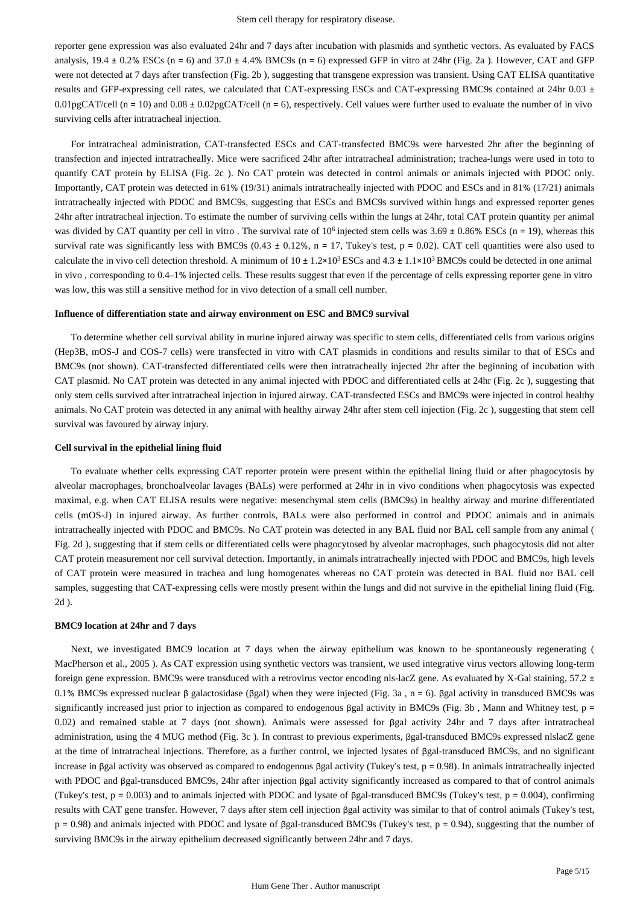reporter gene expression was also evaluated 24hr and 7 days after incubation with plasmids and synthetic vectors. As evaluated by FACS analysis, 19.4 ± 0.2% ESCs (n = 6) and 37.0 ± 4.4% BMC9s (n = 6) expressed GFP in vitro at 24hr (Fig. 2a ). However, CAT and GFP were not detected at 7 days after transfection (Fig. 2b ), suggesting that transgene expression was transient. Using CAT ELISA quantitative results and GFP-expressing cell rates, we calculated that CAT-expressing ESCs and CAT-expressing BMC9s contained at 24hr 0.03 ± 0.01pgCAT/cell (n = 10) and 0.08 ± 0.02pgCAT/cell (n = 6), respectively. Cell values were further used to evaluate the number of in vivo surviving cells after intratracheal injection.

For intratracheal administration, CAT-transfected ESCs and CAT-transfected BMC9s were harvested 2hr after the beginning of transfection and injected intratracheally. Mice were sacrificed 24hr after intratracheal administration; trachea-lungs were used in toto to quantify CAT protein by ELISA (Fig. 2c ). No CAT protein was detected in control animals or animals injected with PDOC only. Importantly, CAT protein was detected in 61% (19/31) animals intratracheally injected with PDOC and ESCs and in 81% (17/21) animals intratracheally injected with PDOC and BMC9s, suggesting that ESCs and BMC9s survived within lungs and expressed reporter genes 24hr after intratracheal injection. To estimate the number of surviving cells within the lungs at 24hr, total CAT protein quantity per animal was divided by CAT quantity per cell in vitro . The survival rate of $10^6$ injected stem cells was 3.69 ± 0.86% ESCs (n = 19), whereas this survival rate was significantly less with BMC9s (0.43 ± 0.12%, n = 17, Tukey's test, p = 0.02). CAT cell quantities were also used to calculate the in vivo cell detection threshold. A minimum of $10 \pm 1.2\times10^3$ ESCs and $4.3 \pm 1.1\times10^3$ BMC9s could be detected in one animal in vivo , corresponding to 0.4–1% injected cells. These results suggest that even if the percentage of cells expressing reporter gene in vitro was low, this was still a sensitive method for in vivo detection of a small cell number.

### Influence of differentiation state and airway environment on ESC and BMC9 survival

To determine whether cell survival ability in murine injured airway was specific to stem cells, differentiated cells from various origins (Hep3B, mOS-J and COS-7 cells) were transfected in vitro with CAT plasmids in conditions and results similar to that of ESCs and BMC9s (not shown). CAT-transfected differentiated cells were then intratracheally injected 2hr after the beginning of incubation with CAT plasmid. No CAT protein was detected in any animal injected with PDOC and differentiated cells at 24hr (Fig. 2c ), suggesting that only stem cells survived after intratracheal injection in injured airway. CAT-transfected ESCs and BMC9s were injected in control healthy animals. No CAT protein was detected in any animal with healthy airway 24hr after stem cell injection (Fig. 2c ), suggesting that stem cell survival was favoured by airway injury.

### Cell survival in the epithelial lining fluid

To evaluate whether cells expressing CAT reporter protein were present within the epithelial lining fluid or after phagocytosis by alveolar macrophages, bronchoalveolar lavages (BALs) were performed at 24hr in in vivo conditions when phagocytosis was expected maximal, e.g. when CAT ELISA results were negative: mesenchymal stem cells (BMC9s) in healthy airway and murine differentiated cells (mOS-J) in injured airway. As further controls, BALs were also performed in control and PDOC animals and in animals intratracheally injected with PDOC and BMC9s. No CAT protein was detected in any BAL fluid nor BAL cell sample from any animal ( Fig. 2d ), suggesting that if stem cells or differentiated cells were phagocytosed by alveolar macrophages, such phagocytosis did not alter CAT protein measurement nor cell survival detection. Importantly, in animals intratracheally injected with PDOC and BMC9s, high levels of CAT protein were measured in trachea and lung homogenates whereas no CAT protein was detected in BAL fluid nor BAL cell samples, suggesting that CAT-expressing cells were mostly present within the lungs and did not survive in the epithelial lining fluid (Fig. 2d ).

### BMC9 location at 24hr and 7 days

Next, we investigated BMC9 location at 7 days when the airway epithelium was known to be spontaneously regenerating ( MacPherson et al., 2005 ). As CAT expression using synthetic vectors was transient, we used integrative virus vectors allowing long-term foreign gene expression. BMC9s were transduced with a retrovirus vector encoding nls-lacZ gene. As evaluated by X-Gal staining, 57.2 ± 0.1% BMC9s expressed nuclear β galactosidase (βgal) when they were injected (Fig. 3a , n = 6). βgal activity in transduced BMC9s was significantly increased just prior to injection as compared to endogenous βgal activity in BMC9s (Fig. 3b , Mann and Whitney test, p = 0.02) and remained stable at 7 days (not shown). Animals were assessed for βgal activity 24hr and 7 days after intratracheal administration, using the 4 MUG method (Fig. 3c ). In contrast to previous experiments, βgal-transduced BMC9s expressed nlslacZ gene at the time of intratracheal injections. Therefore, as a further control, we injected lysates of βgal-transduced BMC9s, and no significant increase in βgal activity was observed as compared to endogenous βgal activity (Tukey's test, p = 0.98). In animals intratracheally injected with PDOC and βgal-transduced BMC9s, 24hr after injection βgal activity significantly increased as compared to that of control animals (Tukey's test, p = 0.003) and to animals injected with PDOC and lysate of βgal-transduced BMC9s (Tukey's test, p = 0.004), confirming results with CAT gene transfer. However, 7 days after stem cell injection βgal activity was similar to that of control animals (Tukey's test, p = 0.98) and animals injected with PDOC and lysate of βgal-transduced BMC9s (Tukey's test, p = 0.94), suggesting that the number of surviving BMC9s in the airway epithelium decreased significantly between 24hr and 7 days.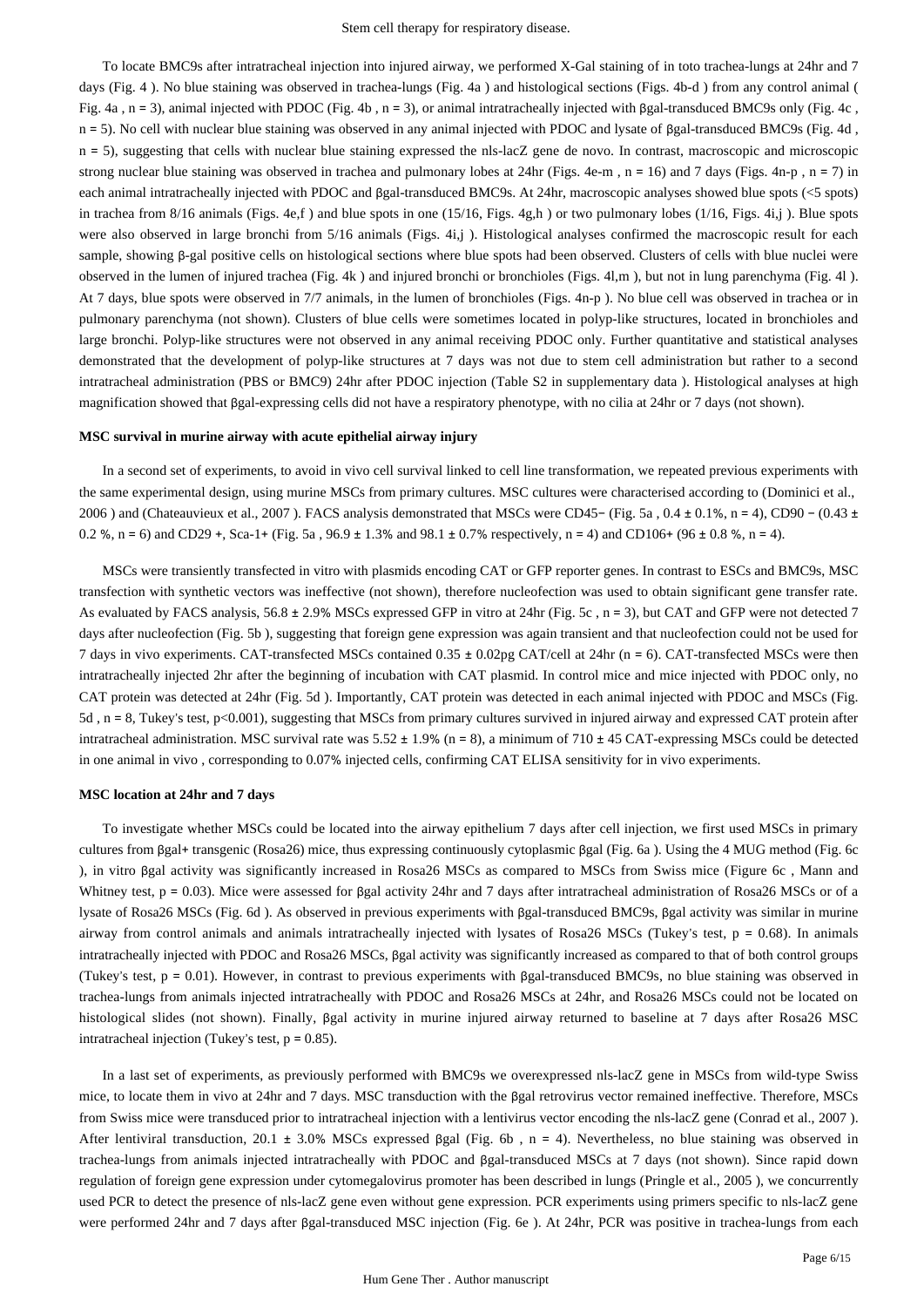To locate BMC9s after intratracheal injection into injured airway, we performed X-Gal staining of in toto trachea-lungs at 24hr and 7 days (Fig. 4 ). No blue staining was observed in trachea-lungs (Fig. 4a ) and histological sections (Figs. 4b-d ) from any control animal ( Fig. 4a , n = 3), animal injected with PDOC (Fig. 4b , n = 3), or animal intratracheally injected with βgal-transduced BMC9s only (Fig. 4c , n = 5). No cell with nuclear blue staining was observed in any animal injected with PDOC and lysate of βgal-transduced BMC9s (Fig. 4d , n = 5), suggesting that cells with nuclear blue staining expressed the nls-lacZ gene de novo. In contrast, macroscopic and microscopic strong nuclear blue staining was observed in trachea and pulmonary lobes at 24hr (Figs. 4e-m , n = 16) and 7 days (Figs. 4n-p , n = 7) in each animal intratracheally injected with PDOC and βgal-transduced BMC9s. At 24hr, macroscopic analyses showed blue spots (<5 spots) in trachea from 8/16 animals (Figs. 4e,f ) and blue spots in one (15/16, Figs. 4g,h ) or two pulmonary lobes (1/16, Figs. 4i,j ). Blue spots were also observed in large bronchi from 5/16 animals (Figs. 4i,j ). Histological analyses confirmed the macroscopic result for each sample, showing β-gal positive cells on histological sections where blue spots had been observed. Clusters of cells with blue nuclei were observed in the lumen of injured trachea (Fig. 4k ) and injured bronchi or bronchioles (Figs. 4l,m ), but not in lung parenchyma (Fig. 4l ). At 7 days, blue spots were observed in 7/7 animals, in the lumen of bronchioles (Figs. 4n-p ). No blue cell was observed in trachea or in pulmonary parenchyma (not shown). Clusters of blue cells were sometimes located in polyp-like structures, located in bronchioles and large bronchi. Polyp-like structures were not observed in any animal receiving PDOC only. Further quantitative and statistical analyses demonstrated that the development of polyp-like structures at 7 days was not due to stem cell administration but rather to a second intratracheal administration (PBS or BMC9) 24hr after PDOC injection (Table S2 in supplementary data ). Histological analyses at high magnification showed that βgal-expressing cells did not have a respiratory phenotype, with no cilia at 24hr or 7 days (not shown).

### MSC survival in murine airway with acute epithelial airway injury

In a second set of experiments, to avoid in vivo cell survival linked to cell line transformation, we repeated previous experiments with the same experimental design, using murine MSCs from primary cultures. MSC cultures were characterised according to (Dominici et al., 2006 ) and (Chateauvieux et al., 2007 ). FACS analysis demonstrated that MSCs were CD45− (Fig. 5a , 0.4 ± 0.1%, n = 4), CD90 − (0.43 ± 0.2 %, n = 6) and CD29 +, Sca-1+ (Fig. 5a , 96.9 ± 1.3% and 98.1 ± 0.7% respectively, n = 4) and CD106+ (96 ± 0.8 %, n = 4).

MSCs were transiently transfected in vitro with plasmids encoding CAT or GFP reporter genes. In contrast to ESCs and BMC9s, MSC transfection with synthetic vectors was ineffective (not shown), therefore nucleofection was used to obtain significant gene transfer rate. As evaluated by FACS analysis, 56.8 ± 2.9% MSCs expressed GFP in vitro at 24hr (Fig. 5c , n = 3), but CAT and GFP were not detected 7 days after nucleofection (Fig. 5b ), suggesting that foreign gene expression was again transient and that nucleofection could not be used for 7 days in vivo experiments. CAT-transfected MSCs contained 0.35 ± 0.02pg CAT/cell at 24hr (n = 6). CAT-transfected MSCs were then intratracheally injected 2hr after the beginning of incubation with CAT plasmid. In control mice and mice injected with PDOC only, no CAT protein was detected at 24hr (Fig. 5d ). Importantly, CAT protein was detected in each animal injected with PDOC and MSCs (Fig. 5d , n = 8, Tukey's test, $p<0.001$), suggesting that MSCs from primary cultures survived in injured airway and expressed CAT protein after intratracheal administration. MSC survival rate was 5.52 ± 1.9% (n = 8), a minimum of 710 ± 45 CAT-expressing MSCs could be detected in one animal in vivo , corresponding to 0.07% injected cells, confirming CAT ELISA sensitivity for in vivo experiments.

### MSC location at 24hr and 7 days

To investigate whether MSCs could be located into the airway epithelium 7 days after cell injection, we first used MSCs in primary cultures from βgal+ transgenic (Rosa26) mice, thus expressing continuously cytoplasmic βgal (Fig. 6a ). Using the 4 MUG method (Fig. 6c ), in vitro βgal activity was significantly increased in Rosa26 MSCs as compared to MSCs from Swiss mice (Figure 6c , Mann and Whitney test, $p = 0.03$). Mice were assessed for βgal activity 24hr and 7 days after intratracheal administration of Rosa26 MSCs or of a lysate of Rosa26 MSCs (Fig. 6d ). As observed in previous experiments with βgal-transduced BMC9s, βgal activity was similar in murine airway from control animals and animals intratracheally injected with lysates of Rosa26 MSCs (Tukey's test, $p = 0.68$). In animals intratracheally injected with PDOC and Rosa26 MSCs, βgal activity was significantly increased as compared to that of both control groups (Tukey's test, $p = 0.01$). However, in contrast to previous experiments with βgal-transduced BMC9s, no blue staining was observed in trachea-lungs from animals injected intratracheally with PDOC and Rosa26 MSCs at 24hr, and Rosa26 MSCs could not be located on histological slides (not shown). Finally, βgal activity in murine injured airway returned to baseline at 7 days after Rosa26 MSC intratracheal injection (Tukey's test, $p = 0.85$).

In a last set of experiments, as previously performed with BMC9s we overexpressed nls-lacZ gene in MSCs from wild-type Swiss mice, to locate them in vivo at 24hr and 7 days. MSC transduction with the βgal retrovirus vector remained ineffective. Therefore, MSCs from Swiss mice were transduced prior to intratracheal injection with a lentivirus vector encoding the nls-lacZ gene (Conrad et al., 2007 ). After lentiviral transduction, 20.1 ± 3.0% MSCs expressed βgal (Fig. 6b , n = 4). Nevertheless, no blue staining was observed in trachea-lungs from animals injected intratracheally with PDOC and βgal-transduced MSCs at 7 days (not shown). Since rapid down regulation of foreign gene expression under cytomegalovirus promoter has been described in lungs (Pringle et al., 2005 ), we concurrently used PCR to detect the presence of nls-lacZ gene even without gene expression. PCR experiments using primers specific to nls-lacZ gene were performed 24hr and 7 days after βgal-transduced MSC injection (Fig. 6e ). At 24hr, PCR was positive in trachea-lungs from each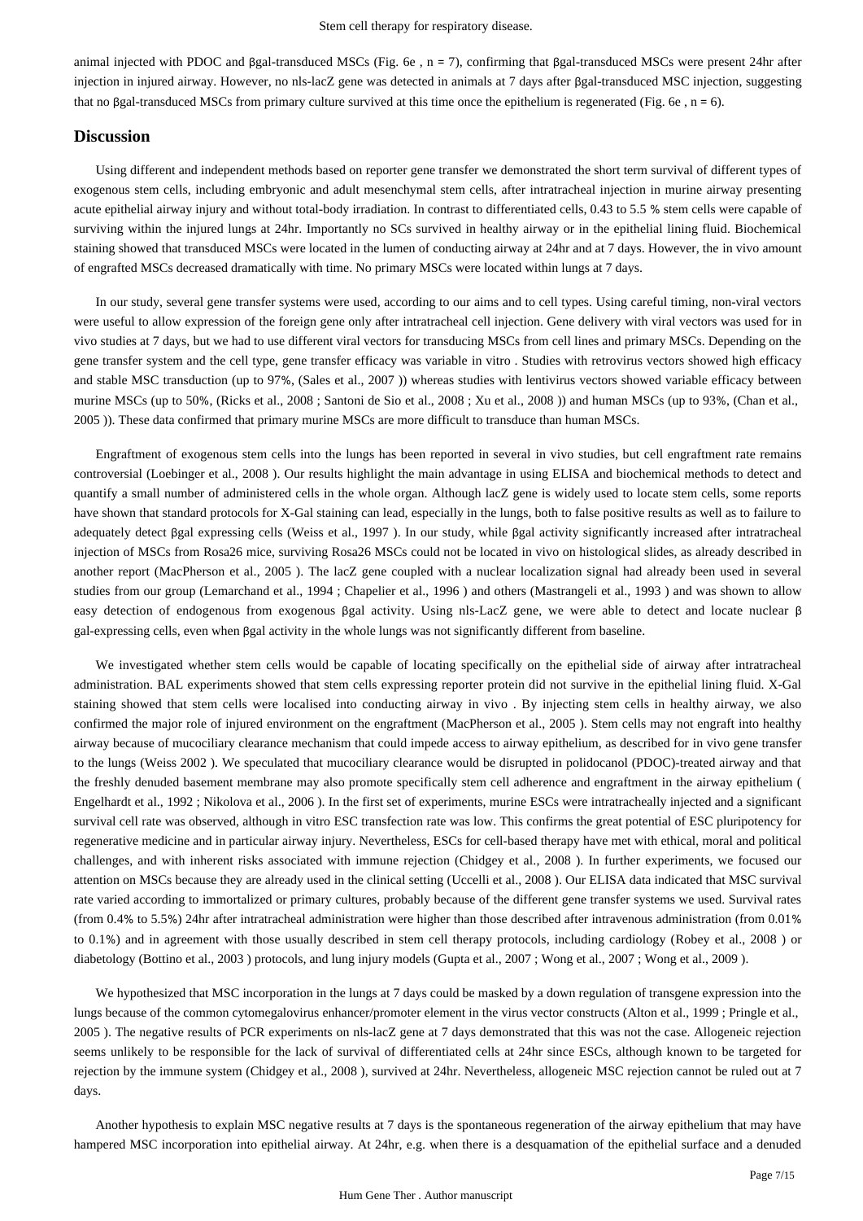animal injected with PDOC and βgal-transduced MSCs (Fig. 6e , n = 7), confirming that βgal-transduced MSCs were present 24hr after injection in injured airway. However, no nls-lacZ gene was detected in animals at 7 days after βgal-transduced MSC injection, suggesting that no βgal-transduced MSCs from primary culture survived at this time once the epithelium is regenerated (Fig. 6e , n = 6).

## Discussion

Using different and independent methods based on reporter gene transfer we demonstrated the short term survival of different types of exogenous stem cells, including embryonic and adult mesenchymal stem cells, after intratracheal injection in murine airway presenting acute epithelial airway injury and without total-body irradiation. In contrast to differentiated cells, 0.43 to 5.5 % stem cells were capable of surviving within the injured lungs at 24hr. Importantly no SCs survived in healthy airway or in the epithelial lining fluid. Biochemical staining showed that transduced MSCs were located in the lumen of conducting airway at 24hr and at 7 days. However, the in vivo amount of engrafted MSCs decreased dramatically with time. No primary MSCs were located within lungs at 7 days.

In our study, several gene transfer systems were used, according to our aims and to cell types. Using careful timing, non-viral vectors were useful to allow expression of the foreign gene only after intratracheal cell injection. Gene delivery with viral vectors was used for in vivo studies at 7 days, but we had to use different viral vectors for transducing MSCs from cell lines and primary MSCs. Depending on the gene transfer system and the cell type, gene transfer efficacy was variable in vitro . Studies with retrovirus vectors showed high efficacy and stable MSC transduction (up to 97%, (Sales et al., 2007 )) whereas studies with lentivirus vectors showed variable efficacy between murine MSCs (up to 50%, (Ricks et al., 2008 ; Santoni de Sio et al., 2008 ; Xu et al., 2008 )) and human MSCs (up to 93%, (Chan et al., 2005 )). These data confirmed that primary murine MSCs are more difficult to transduce than human MSCs.

Engraftment of exogenous stem cells into the lungs has been reported in several in vivo studies, but cell engraftment rate remains controversial (Loebinger et al., 2008 ). Our results highlight the main advantage in using ELISA and biochemical methods to detect and quantify a small number of administered cells in the whole organ. Although lacZ gene is widely used to locate stem cells, some reports have shown that standard protocols for X-Gal staining can lead, especially in the lungs, both to false positive results as well as to failure to adequately detect βgal expressing cells (Weiss et al., 1997 ). In our study, while βgal activity significantly increased after intratracheal injection of MSCs from Rosa26 mice, surviving Rosa26 MSCs could not be located in vivo on histological slides, as already described in another report (MacPherson et al., 2005 ). The lacZ gene coupled with a nuclear localization signal had already been used in several studies from our group (Lemarchand et al., 1994 ; Chapelier et al., 1996 ) and others (Mastrangeli et al., 1993 ) and was shown to allow easy detection of endogenous from exogenous βgal activity. Using nls-LacZ gene, we were able to detect and locate nuclear β gal-expressing cells, even when βgal activity in the whole lungs was not significantly different from baseline.

We investigated whether stem cells would be capable of locating specifically on the epithelial side of airway after intratracheal administration. BAL experiments showed that stem cells expressing reporter protein did not survive in the epithelial lining fluid. X-Gal staining showed that stem cells were localised into conducting airway in vivo . By injecting stem cells in healthy airway, we also confirmed the major role of injured environment on the engraftment (MacPherson et al., 2005 ). Stem cells may not engraft into healthy airway because of mucociliary clearance mechanism that could impede access to airway epithelium, as described for in vivo gene transfer to the lungs (Weiss 2002 ). We speculated that mucociliary clearance would be disrupted in polidocanol (PDOC)-treated airway and that the freshly denuded basement membrane may also promote specifically stem cell adherence and engraftment in the airway epithelium ( Engelhardt et al., 1992 ; Nikolova et al., 2006 ). In the first set of experiments, murine ESCs were intratracheally injected and a significant survival cell rate was observed, although in vitro ESC transfection rate was low. This confirms the great potential of ESC pluripotency for regenerative medicine and in particular airway injury. Nevertheless, ESCs for cell-based therapy have met with ethical, moral and political challenges, and with inherent risks associated with immune rejection (Chidgey et al., 2008 ). In further experiments, we focused our attention on MSCs because they are already used in the clinical setting (Uccelli et al., 2008 ). Our ELISA data indicated that MSC survival rate varied according to immortalized or primary cultures, probably because of the different gene transfer systems we used. Survival rates (from 0.4% to 5.5%) 24hr after intratracheal administration were higher than those described after intravenous administration (from 0.01% to 0.1%) and in agreement with those usually described in stem cell therapy protocols, including cardiology (Robey et al., 2008 ) or diabetology (Bottino et al., 2003 ) protocols, and lung injury models (Gupta et al., 2007 ; Wong et al., 2007 ; Wong et al., 2009 ).

We hypothesized that MSC incorporation in the lungs at 7 days could be masked by a down regulation of transgene expression into the lungs because of the common cytomegalovirus enhancer/promoter element in the virus vector constructs (Alton et al., 1999 ; Pringle et al., 2005 ). The negative results of PCR experiments on nls-lacZ gene at 7 days demonstrated that this was not the case. Allogeneic rejection seems unlikely to be responsible for the lack of survival of differentiated cells at 24hr since ESCs, although known to be targeted for rejection by the immune system (Chidgey et al., 2008 ), survived at 24hr. Nevertheless, allogeneic MSC rejection cannot be ruled out at 7 days.

Another hypothesis to explain MSC negative results at 7 days is the spontaneous regeneration of the airway epithelium that may have hampered MSC incorporation into epithelial airway. At 24hr, e.g. when there is a desquamation of the epithelial surface and a denuded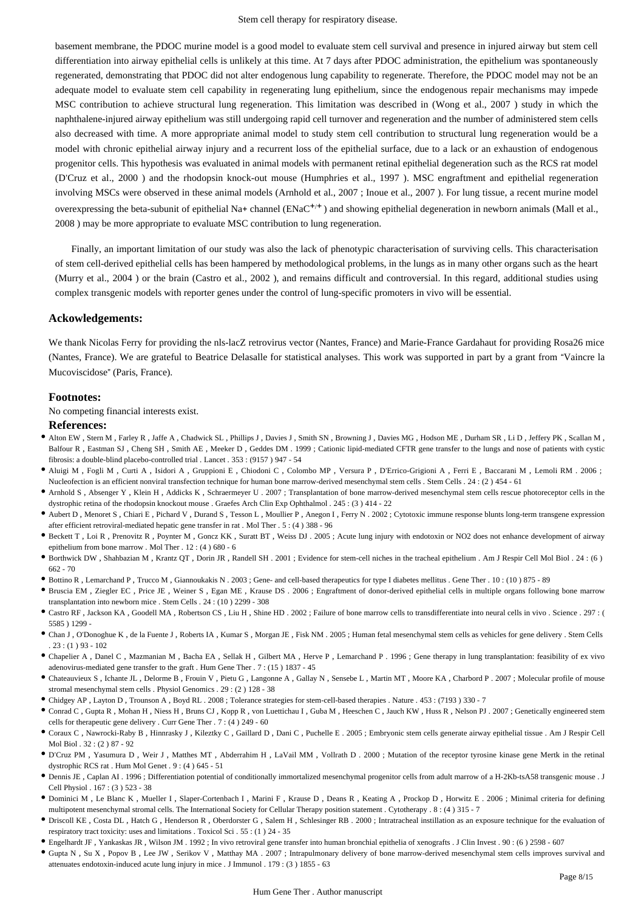basement membrane, the PDOC murine model is a good model to evaluate stem cell survival and presence in injured airway but stem cell differentiation into airway epithelial cells is unlikely at this time. At 7 days after PDOC administration, the epithelium was spontaneously regenerated, demonstrating that PDOC did not alter endogenous lung capability to regenerate. Therefore, the PDOC model may not be an adequate model to evaluate stem cell capability in regenerating lung epithelium, since the endogenous repair mechanisms may impede MSC contribution to achieve structural lung regeneration. This limitation was described in (Wong et al., 2007 ) study in which the naphthalene-injured airway epithelium was still undergoing rapid cell turnover and regeneration and the number of administered stem cells also decreased with time. A more appropriate animal model to study stem cell contribution to structural lung regeneration would be a model with chronic epithelial airway injury and a recurrent loss of the epithelial surface, due to a lack or an exhaustion of endogenous progenitor cells. This hypothesis was evaluated in animal models with permanent retinal epithelial degeneration such as the RCS rat model (D'Cruz et al., 2000 ) and the rhodopsin knock-out mouse (Humphries et al., 1997 ). MSC engraftment and epithelial regeneration involving MSCs were observed in these animal models (Arnhold et al., 2007 ; Inoue et al., 2007 ). For lung tissue, a recent murine model overexpressing the beta-subunit of epithelial Na+ channel (ENaC$^{+/+}$) and showing epithelial degeneration in newborn animals (Mall et al., 2008 ) may be more appropriate to evaluate MSC contribution to lung regeneration.

Finally, an important limitation of our study was also the lack of phenotypic characterisation of surviving cells. This characterisation of stem cell-derived epithelial cells has been hampered by methodological problems, in the lungs as in many other organs such as the heart (Murry et al., 2004 ) or the brain (Castro et al., 2002 ), and remains difficult and controversial. In this regard, additional studies using complex transgenic models with reporter genes under the control of lung-specific promoters in vivo will be essential.

## Ackowledgements:

We thank Nicolas Ferry for providing the nls-lacZ retrovirus vector (Nantes, France) and Marie-France Gardahaut for providing Rosa26 mice (Nantes, France). We are grateful to Beatrice Delasalle for statistical analyses. This work was supported in part by a grant from "Vaincre la Mucoviscidose" (Paris, France).

## Footnotes:

No competing financial interests exist.

## References:

- Alton EW , Stern M , Farley R , Jaffe A , Chadwick SL , Phillips J , Davies J , Smith SN , Browning J , Davies MG , Hodson ME , Durham SR , Li D , Jeffery PK , Scallan M , Balfour R , Eastman SJ , Cheng SH , Smith AE , Meeker D , Geddes DM . 1999 ; Cationic lipid-mediated CFTR gene transfer to the lungs and nose of patients with cystic fibrosis: a double-blind placebo-controlled trial . Lancet . 353 : (9157 ) 947 - 54
- Aluigi M , Fogli M , Curti A , Isidori A , Gruppioni E , Chiodoni C , Colombo MP , Versura P , D'Errico-Grigioni A , Ferri E , Baccarani M , Lemoli RM . 2006 ; Nucleofection is an efficient nonviral transfection technique for human bone marrow-derived mesenchymal stem cells . Stem Cells . 24 : (2 ) 454 - 61
- Arnhold S , Absenger Y , Klein H , Addicks K , Schraermeyer U . 2007 ; Transplantation of bone marrow-derived mesenchymal stem cells rescue photoreceptor cells in the dystrophic retina of the rhodopsin knockout mouse . Graefes Arch Clin Exp Ophthalmol . 245 : (3 ) 414 - 22
- Aubert D , Menoret S , Chiari E , Pichard V , Durand S , Tesson L , Moullier P , Anegon I , Ferry N . 2002 ; Cytotoxic immune response blunts long-term transgene expression after efficient retroviral-mediated hepatic gene transfer in rat . Mol Ther . 5 : (4 ) 388 - 96
- Beckett T , Loi R , Prenovitz R , Poynter M , Goncz KK , Suratt BT , Weiss DJ . 2005 ; Acute lung injury with endotoxin or NO2 does not enhance development of airway epithelium from bone marrow . Mol Ther . 12 : (4 ) 680 - 6
- Borthwick DW , Shahbazian M , Krantz QT , Dorin JR , Randell SH . 2001 ; Evidence for stem-cell niches in the tracheal epithelium . Am J Respir Cell Mol Biol . 24 : (6 ) 662 - 70
- Bottino R , Lemarchand P , Trucco M , Giannoukakis N . 2003 ; Gene- and cell-based therapeutics for type I diabetes mellitus . Gene Ther . 10 : (10 ) 875 - 89
- Bruscia EM , Ziegler EC , Price JE , Weiner S , Egan ME , Krause DS . 2006 ; Engraftment of donor-derived epithelial cells in multiple organs following bone marrow transplantation into newborn mice . Stem Cells . 24 : (10 ) 2299 - 308
- Castro RF , Jackson KA , Goodell MA , Robertson CS , Liu H , Shine HD . 2002 ; Failure of bone marrow cells to transdifferentiate into neural cells in vivo . Science . 297 : ( 5585 ) 1299 -
- Chan J , O'Donoghue K , de la Fuente J , Roberts IA , Kumar S , Morgan JE , Fisk NM . 2005 ; Human fetal mesenchymal stem cells as vehicles for gene delivery . Stem Cells . 23 : (1 ) 93 - 102
- Chapelier A , Danel C , Mazmanian M , Bacha EA , Sellak H , Gilbert MA , Herve P , Lemarchand P . 1996 ; Gene therapy in lung transplantation: feasibility of ex vivo adenovirus-mediated gene transfer to the graft . Hum Gene Ther . 7 : (15 ) 1837 - 45
- Chateauvieux S , Ichante JL , Delorme B , Frouin V , Pietu G , Langonne A , Gallay N , Sensebe L , Martin MT , Moore KA , Charbord P . 2007 ; Molecular profile of mouse stromal mesenchymal stem cells . Physiol Genomics . 29 : (2 ) 128 - 38
- Chidgey AP , Layton D , Trounson A , Boyd RL . 2008 ; Tolerance strategies for stem-cell-based therapies . Nature . 453 : (7193 ) 330 - 7
- Conrad C , Gupta R , Mohan H , Niess H , Bruns CJ , Kopp R , von Luettichau I , Guba M , Heeschen C , Jauch KW , Huss R , Nelson PJ . 2007 ; Genetically engineered stem cells for therapeutic gene delivery . Curr Gene Ther . 7 : (4 ) 249 - 60
- Coraux C , Nawrocki-Raby B , Hinnrasky J , Kileztky C , Gaillard D , Dani C , Puchelle E . 2005 ; Embryonic stem cells generate airway epithelial tissue . Am J Respir Cell Mol Biol . 32 : (2 ) 87 - 92
- D'Cruz PM , Yasumura D , Weir J , Matthes MT , Abderrahim H , LaVail MM , Vollrath D . 2000 ; Mutation of the receptor tyrosine kinase gene Mertk in the retinal dystrophic RCS rat . Hum Mol Genet . 9 : (4 ) 645 - 51
- Dennis JE , Caplan AI . 1996 ; Differentiation potential of conditionally immortalized mesenchymal progenitor cells from adult marrow of a H-2Kb-tsA58 transgenic mouse . J Cell Physiol . 167 : (3 ) 523 - 38
- Dominici M , Le Blanc K , Mueller I , Slaper-Cortenbach I , Marini F , Krause D , Deans R , Keating A , Prockop D , Horwitz E . 2006 ; Minimal criteria for defining multipotent mesenchymal stromal cells. The International Society for Cellular Therapy position statement . Cytotherapy . 8 : (4 ) 315 - 7
- Driscoll KE , Costa DL , Hatch G , Henderson R , Oberdorster G , Salem H , Schlesinger RB . 2000 ; Intratracheal instillation as an exposure technique for the evaluation of respiratory tract toxicity: uses and limitations . Toxicol Sci . 55 : (1 ) 24 - 35
- Engelhardt JF , Yankaskas JR , Wilson JM . 1992 ; In vivo retroviral gene transfer into human bronchial epithelia of xenografts . J Clin Invest . 90 : (6 ) 2598 - 607
- Gupta N , Su X , Popov B , Lee JW , Serikov V , Matthay MA . 2007 ; Intrapulmonary delivery of bone marrow-derived mesenchymal stem cells improves survival and attenuates endotoxin-induced acute lung injury in mice . J Immunol . 179 : (3 ) 1855 - 63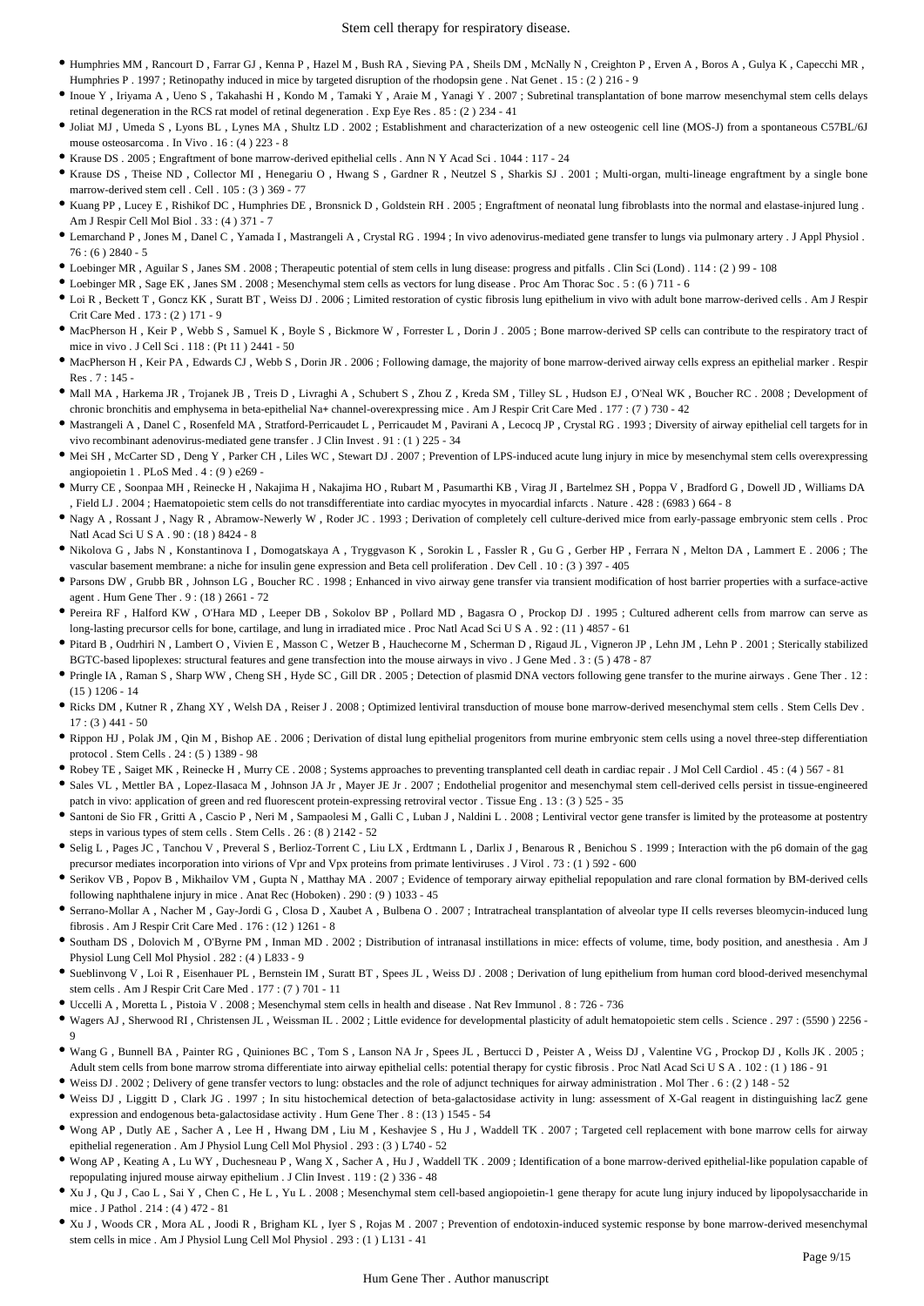- Humphries MM , Rancourt D , Farrar GJ , Kenna P , Hazel M , Bush RA , Sieving PA , Sheils DM , McNally N , Creighton P , Erven A , Boros A , Gulya K , Capecchi MR , Humphries P . 1997 ; Retinopathy induced in mice by targeted disruption of the rhodopsin gene . Nat Genet . 15 : (2 ) 216 - 9
- Inoue Y , Iriyama A , Ueno S , Takahashi H , Kondo M , Tamaki Y , Araie M , Yanagi Y . 2007 ; Subretinal transplantation of bone marrow mesenchymal stem cells delays retinal degeneration in the RCS rat model of retinal degeneration . Exp Eye Res . 85 : (2 ) 234 - 41
- Joliat MJ , Umeda S , Lyons BL , Lynes MA , Shultz LD . 2002 ; Establishment and characterization of a new osteogenic cell line (MOS-J) from a spontaneous C57BL/6J mouse osteosarcoma . In Vivo . 16 : (4 ) 223 - 8
- Krause DS . 2005 ; Engraftment of bone marrow-derived epithelial cells . Ann N Y Acad Sci . 1044 : 117 - 24
- Krause DS , Theise ND , Collector MI , Henegariu O , Hwang S , Gardner R , Neutzel S , Sharkis SJ . 2001 ; Multi-organ, multi-lineage engraftment by a single bone marrow-derived stem cell . Cell . 105 : (3 ) 369 - 77
- Kuang PP , Lucey E , Rishikof DC , Humphries DE , Bronsnick D , Goldstein RH . 2005 ; Engraftment of neonatal lung fibroblasts into the normal and elastase-injured lung . Am J Respir Cell Mol Biol . 33 : (4 ) 371 - 7
- Lemarchand P , Jones M , Danel C , Yamada I , Mastrangeli A , Crystal RG . 1994 ; In vivo adenovirus-mediated gene transfer to lungs via pulmonary artery . J Appl Physiol . 76 : (6 ) 2840 - 5
- Loebinger MR , Aguilar S , Janes SM . 2008 ; Therapeutic potential of stem cells in lung disease: progress and pitfalls . Clin Sci (Lond) . 114 : (2 ) 99 - 108
- Loebinger MR , Sage EK , Janes SM . 2008 ; Mesenchymal stem cells as vectors for lung disease . Proc Am Thorac Soc . 5 : (6 ) 711 - 6
- Loi R , Beckett T , Goncz KK , Suratt BT , Weiss DJ . 2006 ; Limited restoration of cystic fibrosis lung epithelium in vivo with adult bone marrow-derived cells . Am J Respir Crit Care Med . 173 : (2 ) 171 - 9
- MacPherson H , Keir P , Webb S , Samuel K , Boyle S , Bickmore W , Forrester L , Dorin J . 2005 ; Bone marrow-derived SP cells can contribute to the respiratory tract of mice in vivo . J Cell Sci . 118 : (Pt 11 ) 2441 - 50
- MacPherson H , Keir PA , Edwards CJ , Webb S , Dorin JR . 2006 ; Following damage, the majority of bone marrow-derived airway cells express an epithelial marker . Respir Res . 7 : 145 -
- Mall MA , Harkema JR , Trojanek JB , Treis D , Livraghi A , Schubert S , Zhou Z , Kreda SM , Tilley SL , Hudson EJ , O'Neal WK , Boucher RC . 2008 ; Development of chronic bronchitis and emphysema in beta-epithelial Na+ channel-overexpressing mice . Am J Respir Crit Care Med . 177 : (7 ) 730 - 42
- Mastrangeli A , Danel C , Rosenfeld MA , Stratford-Perricaudet L , Perricaudet M , Pavirani A , Lecocq JP , Crystal RG . 1993 ; Diversity of airway epithelial cell targets for in vivo recombinant adenovirus-mediated gene transfer . J Clin Invest . 91 : (1 ) 225 - 34
- Mei SH , McCarter SD , Deng Y , Parker CH , Liles WC , Stewart DJ . 2007 ; Prevention of LPS-induced acute lung injury in mice by mesenchymal stem cells overexpressing angiopoietin 1 . PLoS Med . 4 : (9 ) e269 -
- Murry CE , Soonpaa MH , Reinecke H , Nakajima H , Nakajima HO , Rubart M , Pasumarthi KB , Virag JI , Bartelmez SH , Poppa V , Bradford G , Dowell JD , Williams DA , Field LJ . 2004 ; Haematopoietic stem cells do not transdifferentiate into cardiac myocytes in myocardial infarcts . Nature . 428 : (6983 ) 664 - 8
- Nagy A , Rossant J , Nagy R , Abramow-Newerly W , Roder JC . 1993 ; Derivation of completely cell culture-derived mice from early-passage embryonic stem cells . Proc Natl Acad Sci U S A . 90 : (18 ) 8424 - 8
- Nikolova G , Jabs N , Konstantinova I , Domogatskaya A , Tryggvason K , Sorokin L , Fassler R , Gu G , Gerber HP , Ferrara N , Melton DA , Lammert E . 2006 ; The vascular basement membrane: a niche for insulin gene expression and Beta cell proliferation . Dev Cell . 10 : (3 ) 397 - 405
- Parsons DW , Grubb BR , Johnson LG , Boucher RC . 1998 ; Enhanced in vivo airway gene transfer via transient modification of host barrier properties with a surface-active agent . Hum Gene Ther . 9 : (18 ) 2661 - 72
- Pereira RF , Halford KW , O'Hara MD , Leeper DB , Sokolov BP , Pollard MD , Bagasra O , Prockop DJ . 1995 ; Cultured adherent cells from marrow can serve as long-lasting precursor cells for bone, cartilage, and lung in irradiated mice . Proc Natl Acad Sci U S A . 92 : (11 ) 4857 - 61
- Pitard B , Oudrhiri N , Lambert O , Vivien E , Masson C , Wetzer B , Hauchecorne M , Scherman D , Rigaud JL , Vigneron JP , Lehn JM , Lehn P . 2001 ; Sterically stabilized BGTC-based lipoplexes: structural features and gene transfection into the mouse airways in vivo . J Gene Med . 3 : (5 ) 478 - 87
- Pringle IA , Raman S , Sharp WW , Cheng SH , Hyde SC , Gill DR . 2005 ; Detection of plasmid DNA vectors following gene transfer to the murine airways . Gene Ther . 12 : (15 ) 1206 - 14
- Ricks DM , Kutner R , Zhang XY , Welsh DA , Reiser J . 2008 ; Optimized lentiviral transduction of mouse bone marrow-derived mesenchymal stem cells . Stem Cells Dev . 17 : (3 ) 441 - 50
- Rippon HJ , Polak JM , Qin M , Bishop AE . 2006 ; Derivation of distal lung epithelial progenitors from murine embryonic stem cells using a novel three-step differentiation protocol . Stem Cells . 24 : (5 ) 1389 - 98
- Robey TE , Saiget MK , Reinecke H , Murry CE . 2008 ; Systems approaches to preventing transplanted cell death in cardiac repair . J Mol Cell Cardiol . 45 : (4 ) 567 - 81
- Sales VL , Mettler BA , Lopez-Ilasaca M , Johnson JA Jr , Mayer JE Jr . 2007 ; Endothelial progenitor and mesenchymal stem cell-derived cells persist in tissue-engineered patch in vivo: application of green and red fluorescent protein-expressing retroviral vector . Tissue Eng . 13 : (3 ) 525 - 35
- Santoni de Sio FR , Gritti A , Cascio P , Neri M , Sampaolesi M , Galli C , Luban J , Naldini L . 2008 ; Lentiviral vector gene transfer is limited by the proteasome at postentry steps in various types of stem cells . Stem Cells . 26 : (8 ) 2142 - 52
- Selig L , Pages JC , Tanchou V , Preveral S , Berlioz-Torrent C , Liu LX , Erdtmann L , Darlix J , Benarous R , Benichou S . 1999 ; Interaction with the p6 domain of the gag precursor mediates incorporation into virions of Vpr and Vpx proteins from primate lentiviruses . J Virol . 73 : (1 ) 592 - 600
- Serikov VB , Popov B , Mikhailov VM , Gupta N , Matthay MA . 2007 ; Evidence of temporary airway epithelial repopulation and rare clonal formation by BM-derived cells following naphthalene injury in mice . Anat Rec (Hoboken) . 290 : (9 ) 1033 - 45
- Serrano-Mollar A , Nacher M , Gay-Jordi G , Closa D , Xaubet A , Bulbena O . 2007 ; Intratracheal transplantation of alveolar type II cells reverses bleomycin-induced lung fibrosis . Am J Respir Crit Care Med . 176 : (12 ) 1261 - 8
- Southam DS , Dolovich M , O'Byrne PM , Inman MD . 2002 ; Distribution of intranasal instillations in mice: effects of volume, time, body position, and anesthesia . Am J Physiol Lung Cell Mol Physiol . 282 : (4 ) L833 - 9
- Sueblinvong V , Loi R , Eisenhauer PL , Bernstein IM , Suratt BT , Spees JL , Weiss DJ . 2008 ; Derivation of lung epithelium from human cord blood-derived mesenchymal stem cells . Am J Respir Crit Care Med . 177 : (7 ) 701 - 11
- Uccelli A , Moretta L , Pistoia V . 2008 ; Mesenchymal stem cells in health and disease . Nat Rev Immunol . 8 : 726 - 736
- Wagers AJ , Sherwood RI , Christensen JL , Weissman IL . 2002 ; Little evidence for developmental plasticity of adult hematopoietic stem cells . Science . 297 : (5590 ) 2256 - 9
- Wang G , Bunnell BA , Painter RG , Quiniones BC , Tom S , Lanson NA Jr , Spees JL , Bertucci D , Peister A , Weiss DJ , Valentine VG , Prockop DJ , Kolls JK . 2005 ; Adult stem cells from bone marrow stroma differentiate into airway epithelial cells: potential therapy for cystic fibrosis . Proc Natl Acad Sci U S A . 102 : (1 ) 186 - 91
- Weiss DJ . 2002 ; Delivery of gene transfer vectors to lung: obstacles and the role of adjunct techniques for airway administration . Mol Ther . 6 : (2 ) 148 - 52
- Weiss DJ , Liggitt D , Clark JG . 1997 ; In situ histochemical detection of beta-galactosidase activity in lung: assessment of X-Gal reagent in distinguishing lacZ gene expression and endogenous beta-galactosidase activity . Hum Gene Ther . 8 : (13 ) 1545 - 54
- Wong AP , Dutly AE , Sacher A , Lee H , Hwang DM , Liu M , Keshavjee S , Hu J , Waddell TK . 2007 ; Targeted cell replacement with bone marrow cells for airway epithelial regeneration . Am J Physiol Lung Cell Mol Physiol . 293 : (3 ) L740 - 52
- Wong AP , Keating A , Lu WY , Duchesneau P , Wang X , Sacher A , Hu J , Waddell TK . 2009 ; Identification of a bone marrow-derived epithelial-like population capable of repopulating injured mouse airway epithelium . J Clin Invest . 119 : (2 ) 336 - 48
- Xu J , Qu J , Cao L , Sai Y , Chen C , He L , Yu L . 2008 ; Mesenchymal stem cell-based angiopoietin-1 gene therapy for acute lung injury induced by lipopolysaccharide in mice . J Pathol . 214 : (4 ) 472 - 81
- Xu J , Woods CR , Mora AL , Joodi R , Brigham KL , Iyer S , Rojas M . 2007 ; Prevention of endotoxin-induced systemic response by bone marrow-derived mesenchymal stem cells in mice . Am J Physiol Lung Cell Mol Physiol . 293 : (1 ) L131 - 41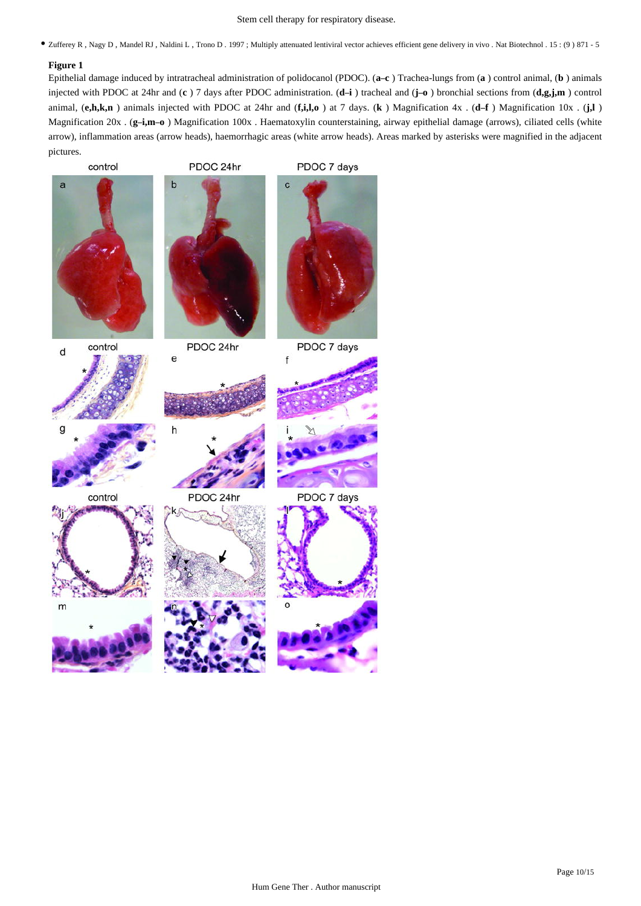- Zufferey R , Nagy D , Mandel RJ , Naldini L , Trono D . 1997 ; Multiply attenuated lentiviral vector achieves efficient gene delivery in vivo . Nat Biotechnol . 15 : (9 ) 871 - 5

**Figure 1**

Epithelial damage induced by intratracheal administration of polidocanol (PDOC). (**a–c** ) Trachea-lungs from (**a** ) control animal, (**b** ) animals injected with PDOC at 24hr and (**c** ) 7 days after PDOC administration. (**d–i** ) tracheal and (**j–o** ) bronchial sections from (**d,g,j,m** ) control animal, (**e,h,k,n** ) animals injected with PDOC at 24hr and (**f,i,l,o** ) at 7 days. (**k** ) Magnification 4x . (**d–f** ) Magnification 10x . (**j,l** ) Magnification 20x . (**g–i,m–o** ) Magnification 100x . Haematoxylin counterstaining, airway epithelial damage (arrows), ciliated cells (white arrow), inflammation areas (arrow heads), haemorrhagic areas (white arrow heads). Areas marked by asterisks were magnified in the adjacent pictures.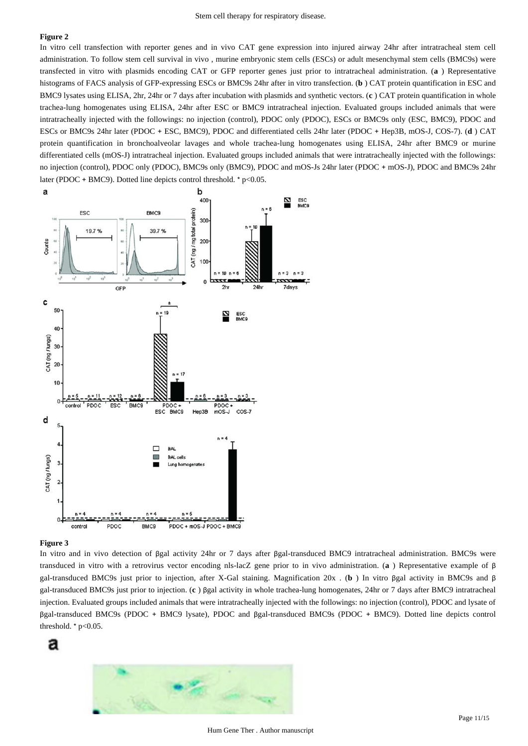**Figure 2**

In vitro cell transfection with reporter genes and in vivo CAT gene expression into injured airway 24hr after intratracheal stem cell administration. To follow stem cell survival in vivo , murine embryonic stem cells (ESCs) or adult mesenchymal stem cells (BMC9s) were transfected in vitro with plasmids encoding CAT or GFP reporter genes just prior to intratracheal administration. (**a** ) Representative histograms of FACS analysis of GFP-expressing ESCs or BMC9s 24hr after in vitro transfection. (**b** ) CAT protein quantification in ESC and BMC9 lysates using ELISA, 2hr, 24hr or 7 days after incubation with plasmids and synthetic vectors. (**c** ) CAT protein quantification in whole trachea-lung homogenates using ELISA, 24hr after ESC or BMC9 intratracheal injection. Evaluated groups included animals that were intratracheally injected with the followings: no injection (control), PDOC only (PDOC), ESCs or BMC9s only (ESC, BMC9), PDOC and ESCs or BMC9s 24hr later (PDOC + ESC, BMC9), PDOC and differentiated cells 24hr later (PDOC + Hep3B, mOS-J, COS-7). (**d** ) CAT protein quantification in bronchoalveolar lavages and whole trachea-lung homogenates using ELISA, 24hr after BMC9 or murine differentiated cells (mOS-J) intratracheal injection. Evaluated groups included animals that were intratracheally injected with the followings: no injection (control), PDOC only (PDOC), BMC9s only (BMC9), PDOC and mOS-Js 24hr later (PDOC + mOS-J), PDOC and BMC9s 24hr later (PDOC + BMC9). Dotted line depicts control threshold. * $p<0.05$.

**Figure 3**

In vitro and in vivo detection of βgal activity 24hr or 7 days after βgal-transduced BMC9 intratracheal administration. BMC9s were transduced in vitro with a retrovirus vector encoding nls-lacZ gene prior to in vivo administration. (**a** ) Representative example of β gal-transduced BMC9s just prior to injection, after X-Gal staining. Magnification 20x . (**b** ) In vitro βgal activity in BMC9s and β gal-transduced BMC9s just prior to injection. (**c** ) βgal activity in whole trachea-lung homogenates, 24hr or 7 days after BMC9 intratracheal injection. Evaluated groups included animals that were intratracheally injected with the followings: no injection (control), PDOC and lysate of βgal-transduced BMC9s (PDOC + BMC9 lysate), PDOC and βgal-transduced BMC9s (PDOC + BMC9). Dotted line depicts control threshold. * $p<0.05$.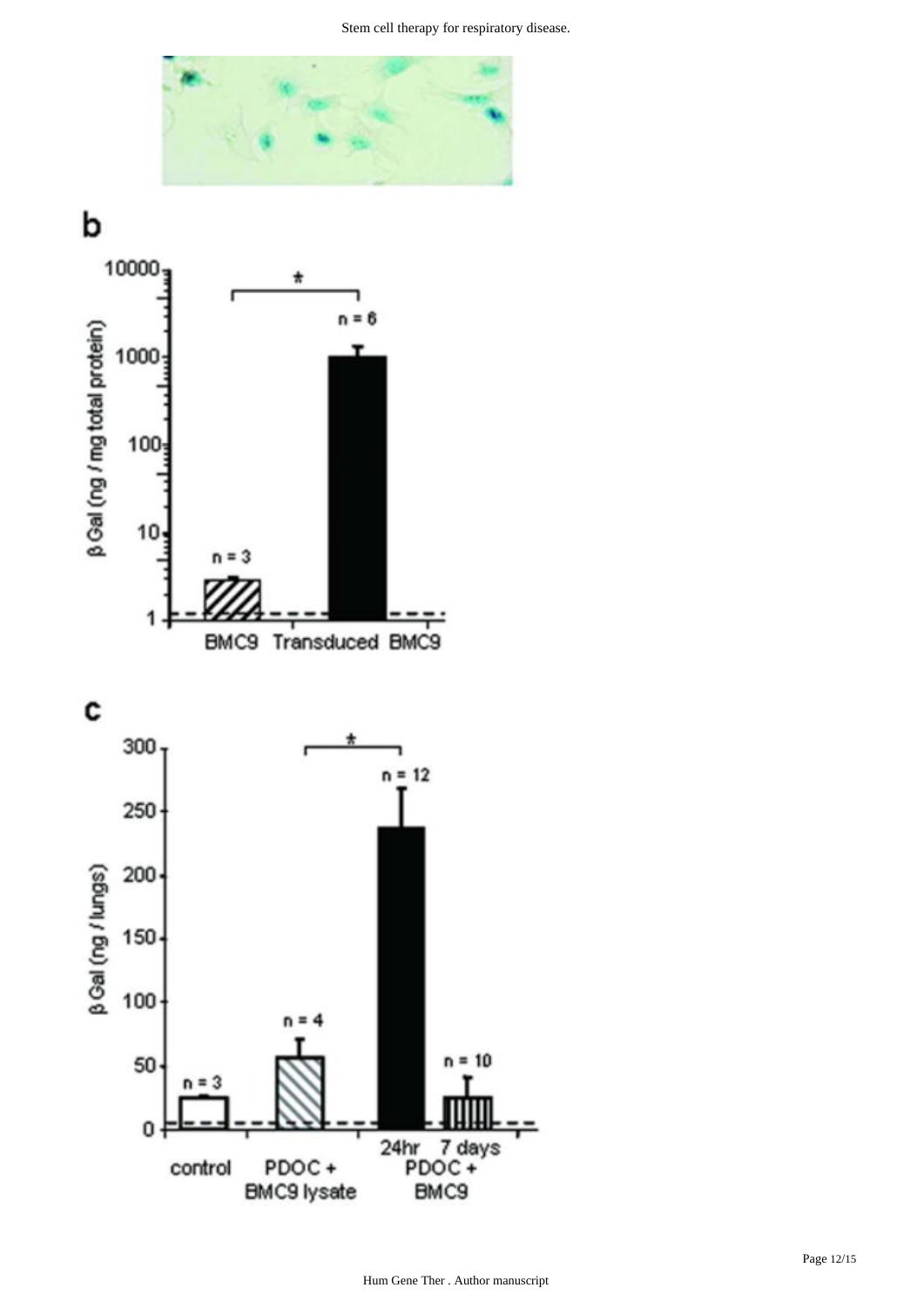**b**

β Gal (ng / mg total protein)

| | BMC9 | Transduced BMC9 |
|---|---|---|
| n | 3 | 6 |

\*

**c**

β Gal (ng / lungs)

| | control | PDOC + BMC9 lysate | PDOC + BMC9 24hr | PDOC + BMC9 7 days |
|---|---|---|---|---|
| n | 3 | 4 | 12 | 10 |

\*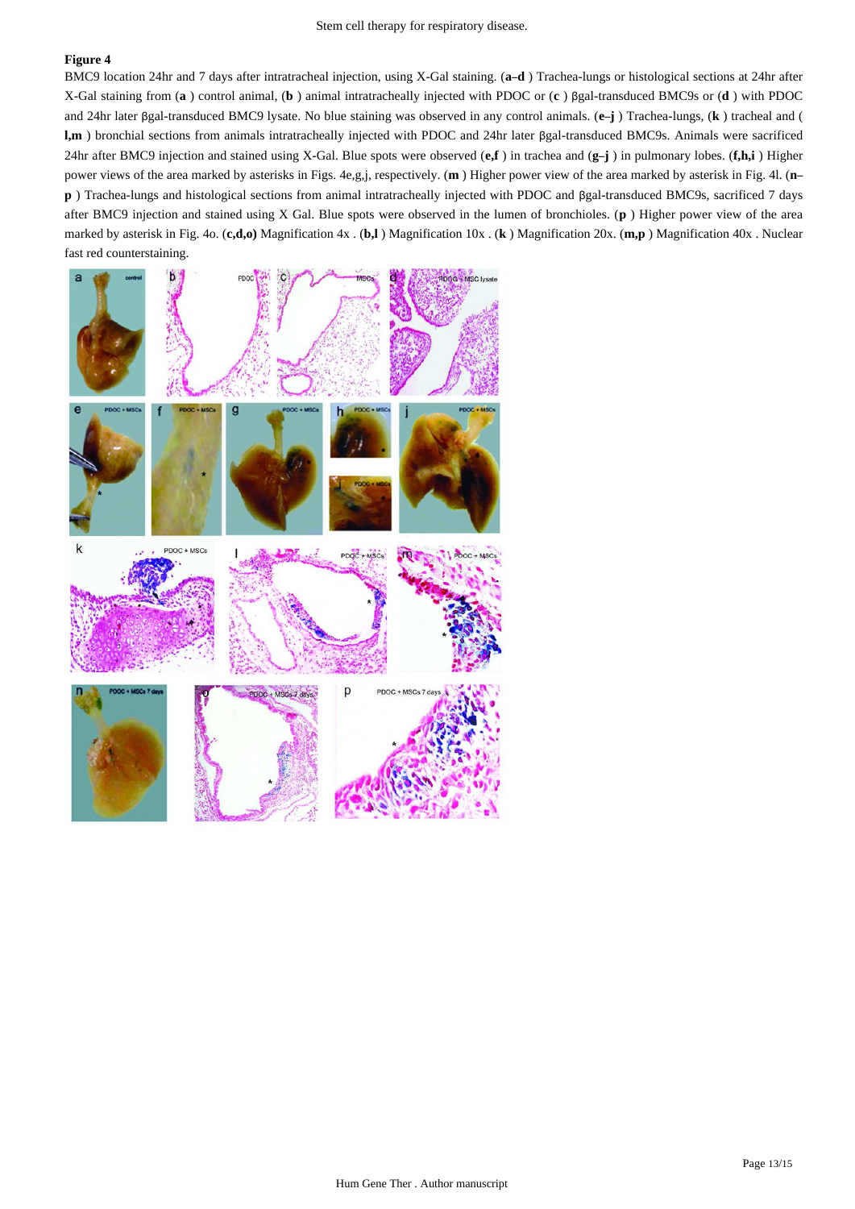**Figure 4**

BMC9 location 24hr and 7 days after intratracheal injection, using X-Gal staining. (**a–d** ) Trachea-lungs or histological sections at 24hr after X-Gal staining from (**a** ) control animal, (**b** ) animal intratracheally injected with PDOC or (**c** ) βgal-transduced BMC9s or (**d** ) with PDOC and 24hr later βgal-transduced BMC9 lysate. No blue staining was observed in any control animals. (**e–j** ) Trachea-lungs, (**k** ) tracheal and ( **l,m** ) bronchial sections from animals intratracheally injected with PDOC and 24hr later βgal-transduced BMC9s. Animals were sacrificed 24hr after BMC9 injection and stained using X-Gal. Blue spots were observed (**e,f** ) in trachea and (**g–j** ) in pulmonary lobes. (**f,h,i** ) Higher power views of the area marked by asterisks in Figs. 4e,g,j, respectively. (**m** ) Higher power view of the area marked by asterisk in Fig. 4l. (**n–p** ) Trachea-lungs and histological sections from animal intratracheally injected with PDOC and βgal-transduced BMC9s, sacrificed 7 days after BMC9 injection and stained using X Gal. Blue spots were observed in the lumen of bronchioles. (**p** ) Higher power view of the area marked by asterisk in Fig. 4o. (**c,d,o)** Magnification 4x . (**b,l** ) Magnification 10x . (**k** ) Magnification 20x. (**m,p** ) Magnification 40x . Nuclear fast red counterstaining.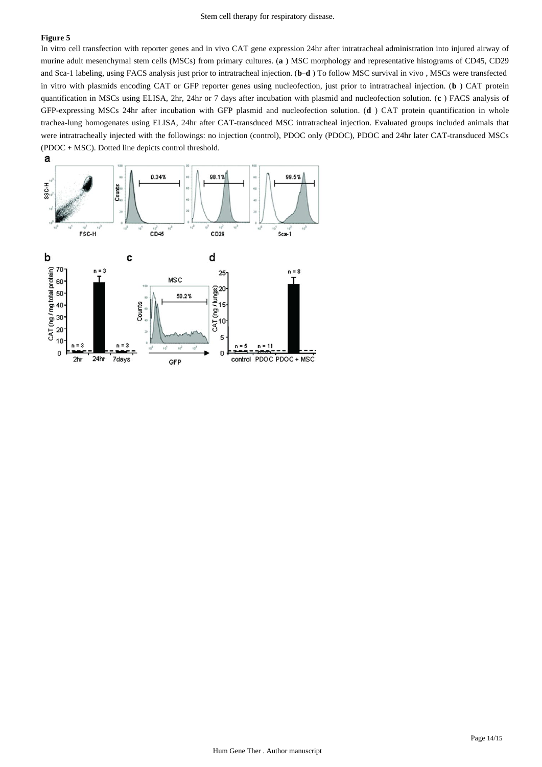**Figure 5**

In vitro cell transfection with reporter genes and in vivo CAT gene expression 24hr after intratracheal administration into injured airway of murine adult mesenchymal stem cells (MSCs) from primary cultures. (**a** ) MSC morphology and representative histograms of CD45, CD29 and Sca-1 labeling, using FACS analysis just prior to intratracheal injection. (**b–d** ) To follow MSC survival in vivo , MSCs were transfected in vitro with plasmids encoding CAT or GFP reporter genes using nucleofection, just prior to intratracheal injection. (**b** ) CAT protein quantification in MSCs using ELISA, 2hr, 24hr or 7 days after incubation with plasmid and nucleofection solution. (**c** ) FACS analysis of GFP-expressing MSCs 24hr after incubation with GFP plasmid and nucleofection solution. (**d** ) CAT protein quantification in whole trachea-lung homogenates using ELISA, 24hr after CAT-transduced MSC intratracheal injection. Evaluated groups included animals that were intratracheally injected with the followings: no injection (control), PDOC only (PDOC), PDOC and 24hr later CAT-transduced MSCs (PDOC + MSC). Dotted line depicts control threshold.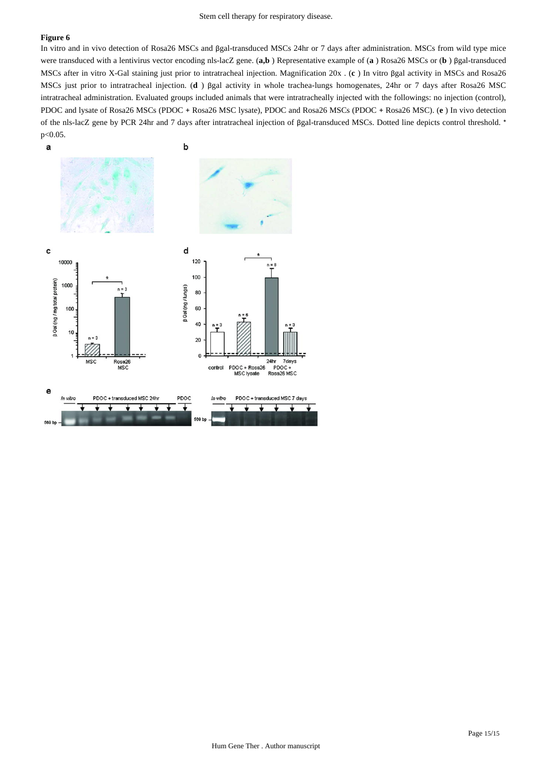**Figure 6**

In vitro and in vivo detection of Rosa26 MSCs and βgal-transduced MSCs 24hr or 7 days after administration. MSCs from wild type mice were transduced with a lentivirus vector encoding nls-lacZ gene. (**a,b** ) Representative example of (**a** ) Rosa26 MSCs or (**b** ) βgal-transduced MSCs after in vitro X-Gal staining just prior to intratracheal injection. Magnification 20x . (**c** ) In vitro βgal activity in MSCs and Rosa26 MSCs just prior to intratracheal injection. (**d** ) βgal activity in whole trachea-lungs homogenates, 24hr or 7 days after Rosa26 MSC intratracheal administration. Evaluated groups included animals that were intratracheally injected with the followings: no injection (control), PDOC and lysate of Rosa26 MSCs (PDOC + Rosa26 MSC lysate), PDOC and Rosa26 MSCs (PDOC + Rosa26 MSC). (**e** ) In vivo detection of the nls-lacZ gene by PCR 24hr and 7 days after intratracheal injection of βgal-transduced MSCs. Dotted line depicts control threshold. * $p<0.05$.

a

b

c

β Gal (ng / mg total protein)

10000
1000
100
10
1

*

n = 3
n = 3

MSC
Rosa26 MSC

d

β Gal (ng / lungs)

120
100
80
60
40
20
0

*

n = 3
n = 6
n = 8
n = 3

control
PDOC + Rosa26 MSC lysate
24hr
7days
PDOC + Rosa26 MSC

e

In vitro
PDOC + transduced MSC 24hr
PDOC
569 bp

In vitro
PDOC + transduced MSC 7 days
569 bp